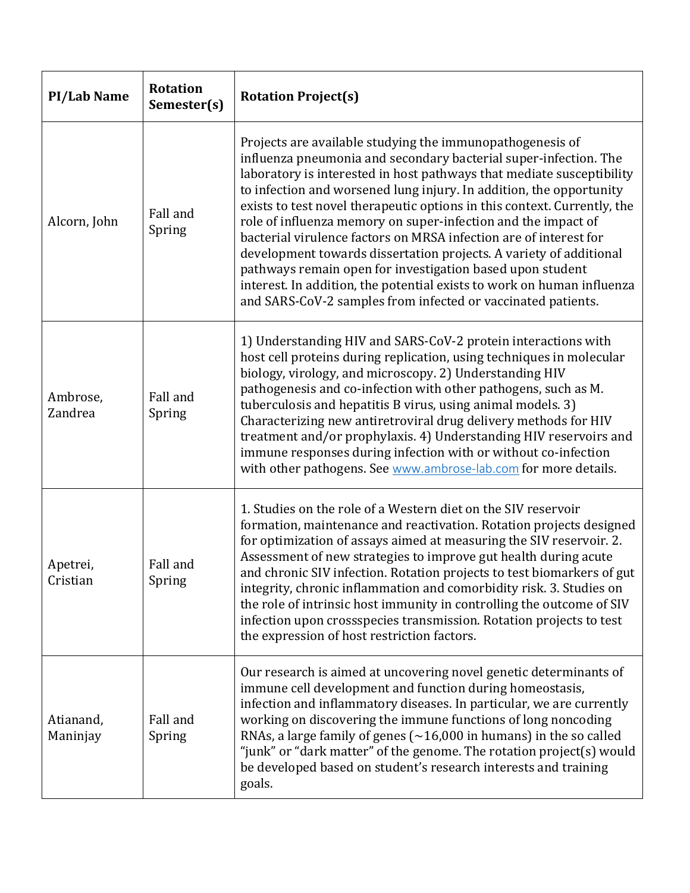| PI/Lab Name | Rotation Semester(s) | Rotation Project(s) |
| --- | --- | --- |
| Alcorn, John | Fall and Spring | Projects are available studying the immunopathogenesis of influenza pneumonia and secondary bacterial super-infection. The laboratory is interested in host pathways that mediate susceptibility to infection and worsened lung injury. In addition, the opportunity exists to test novel therapeutic options in this context. Currently, the role of influenza memory on super-infection and the impact of bacterial virulence factors on MRSA infection are of interest for development towards dissertation projects. A variety of additional pathways remain open for investigation based upon student interest. In addition, the potential exists to work on human influenza and SARS-CoV-2 samples from infected or vaccinated patients. |
| Ambrose, Zandrea | Fall and Spring | 1) Understanding HIV and SARS-CoV-2 protein interactions with host cell proteins during replication, using techniques in molecular biology, virology, and microscopy. 2) Understanding HIV pathogenesis and co-infection with other pathogens, such as M. tuberculosis and hepatitis B virus, using animal models. 3) Characterizing new antiretroviral drug delivery methods for HIV treatment and/or prophylaxis. 4) Understanding HIV reservoirs and immune responses during infection with or without co-infection with other pathogens. See www.ambrose-lab.com for more details. |
| Apetrei, Cristian | Fall and Spring | 1. Studies on the role of a Western diet on the SIV reservoir formation, maintenance and reactivation. Rotation projects designed for optimization of assays aimed at measuring the SIV reservoir. 2. Assessment of new strategies to improve gut health during acute and chronic SIV infection. Rotation projects to test biomarkers of gut integrity, chronic inflammation and comorbidity risk. 3. Studies on the role of intrinsic host immunity in controlling the outcome of SIV infection upon crossspecies transmission. Rotation projects to test the expression of host restriction factors. |
| Atianand, Maninjay | Fall and Spring | Our research is aimed at uncovering novel genetic determinants of immune cell development and function during homeostasis, infection and inflammatory diseases. In particular, we are currently working on discovering the immune functions of long noncoding RNAs, a large family of genes (~16,000 in humans) in the so called "junk" or "dark matter" of the genome. The rotation project(s) would be developed based on student's research interests and training goals. |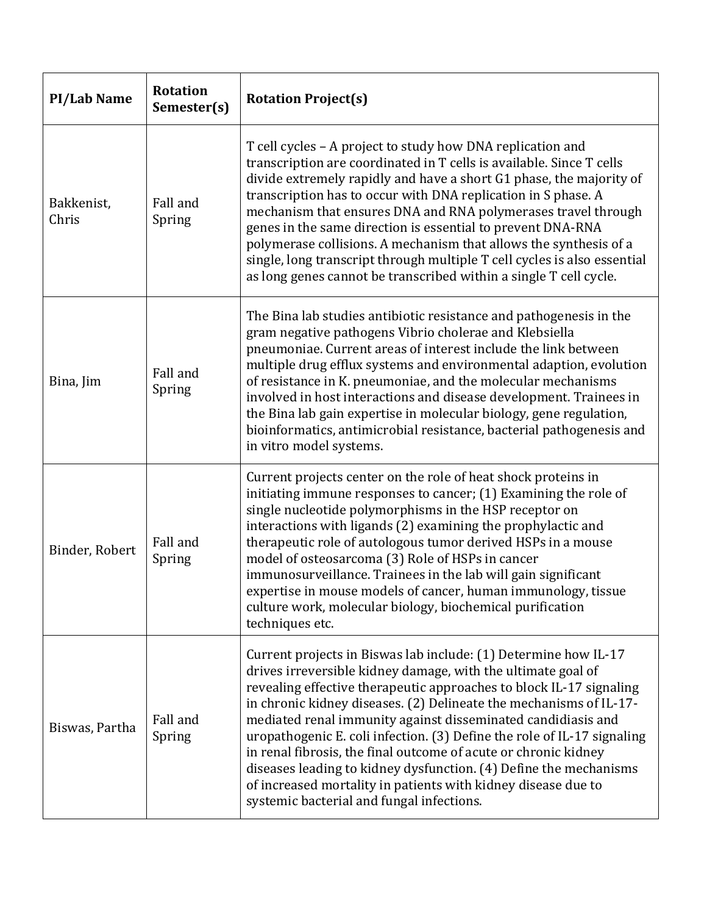| PI/Lab Name | Rotation Semester(s) | Rotation Project(s) |
|---|---|---|
| Bakkenist, Chris | Fall and Spring | T cell cycles – A project to study how DNA replication and transcription are coordinated in T cells is available. Since T cells divide extremely rapidly and have a short G1 phase, the majority of transcription has to occur with DNA replication in S phase. A mechanism that ensures DNA and RNA polymerases travel through genes in the same direction is essential to prevent DNA-RNA polymerase collisions. A mechanism that allows the synthesis of a single, long transcript through multiple T cell cycles is also essential as long genes cannot be transcribed within a single T cell cycle. |
| Bina, Jim | Fall and Spring | The Bina lab studies antibiotic resistance and pathogenesis in the gram negative pathogens Vibrio cholerae and Klebsiella pneumoniae. Current areas of interest include the link between multiple drug efflux systems and environmental adaption, evolution of resistance in K. pneumoniae, and the molecular mechanisms involved in host interactions and disease development. Trainees in the Bina lab gain expertise in molecular biology, gene regulation, bioinformatics, antimicrobial resistance, bacterial pathogenesis and in vitro model systems. |
| Binder, Robert | Fall and Spring | Current projects center on the role of heat shock proteins in initiating immune responses to cancer; (1) Examining the role of single nucleotide polymorphisms in the HSP receptor on interactions with ligands (2) examining the prophylactic and therapeutic role of autologous tumor derived HSPs in a mouse model of osteosarcoma (3) Role of HSPs in cancer immunosurveillance. Trainees in the lab will gain significant expertise in mouse models of cancer, human immunology, tissue culture work, molecular biology, biochemical purification techniques etc. |
| Biswas, Partha | Fall and Spring | Current projects in Biswas lab include: (1) Determine how IL-17 drives irreversible kidney damage, with the ultimate goal of revealing effective therapeutic approaches to block IL-17 signaling in chronic kidney diseases. (2) Delineate the mechanisms of IL-17-mediated renal immunity against disseminated candidiasis and uropathogenic E. coli infection. (3) Define the role of IL-17 signaling in renal fibrosis, the final outcome of acute or chronic kidney diseases leading to kidney dysfunction. (4) Define the mechanisms of increased mortality in patients with kidney disease due to systemic bacterial and fungal infections. |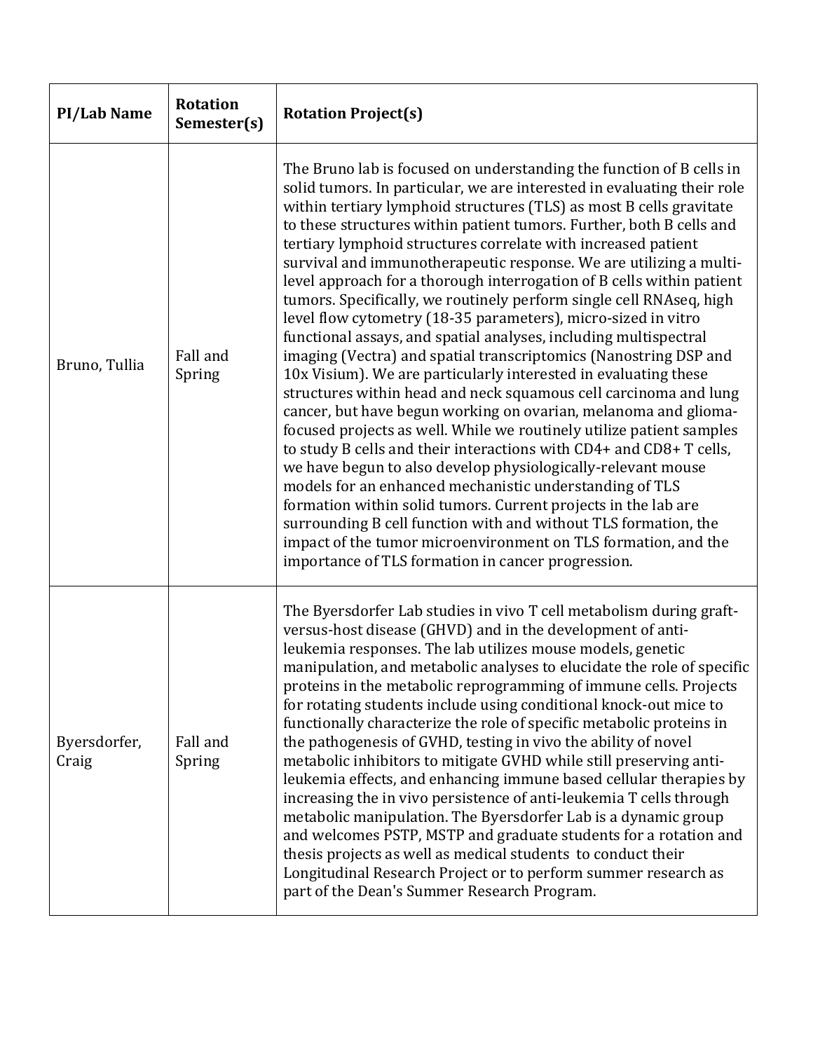| PI/Lab Name | Rotation Semester(s) | Rotation Project(s) |
|---|---|---|
| Bruno, Tullia | Fall and Spring | The Bruno lab is focused on understanding the function of B cells in solid tumors. In particular, we are interested in evaluating their role within tertiary lymphoid structures (TLS) as most B cells gravitate to these structures within patient tumors. Further, both B cells and tertiary lymphoid structures correlate with increased patient survival and immunotherapeutic response. We are utilizing a multi-level approach for a thorough interrogation of B cells within patient tumors. Specifically, we routinely perform single cell RNAseq, high level flow cytometry (18-35 parameters), micro-sized in vitro functional assays, and spatial analyses, including multispectral imaging (Vectra) and spatial transcriptomics (Nanostring DSP and 10x Visium). We are particularly interested in evaluating these structures within head and neck squamous cell carcinoma and lung cancer, but have begun working on ovarian, melanoma and glioma-focused projects as well. While we routinely utilize patient samples to study B cells and their interactions with CD4+ and CD8+ T cells, we have begun to also develop physiologically-relevant mouse models for an enhanced mechanistic understanding of TLS formation within solid tumors. Current projects in the lab are surrounding B cell function with and without TLS formation, the impact of the tumor microenvironment on TLS formation, and the importance of TLS formation in cancer progression. |
| Byersdorfer, Craig | Fall and Spring | The Byersdorfer Lab studies in vivo T cell metabolism during graft-versus-host disease (GHVD) and in the development of anti-leukemia responses. The lab utilizes mouse models, genetic manipulation, and metabolic analyses to elucidate the role of specific proteins in the metabolic reprogramming of immune cells. Projects for rotating students include using conditional knock-out mice to functionally characterize the role of specific metabolic proteins in the pathogenesis of GVHD, testing in vivo the ability of novel metabolic inhibitors to mitigate GVHD while still preserving anti-leukemia effects, and enhancing immune based cellular therapies by increasing the in vivo persistence of anti-leukemia T cells through metabolic manipulation. The Byersdorfer Lab is a dynamic group and welcomes PSTP, MSTP and graduate students for a rotation and thesis projects as well as medical students to conduct their Longitudinal Research Project or to perform summer research as part of the Dean's Summer Research Program. |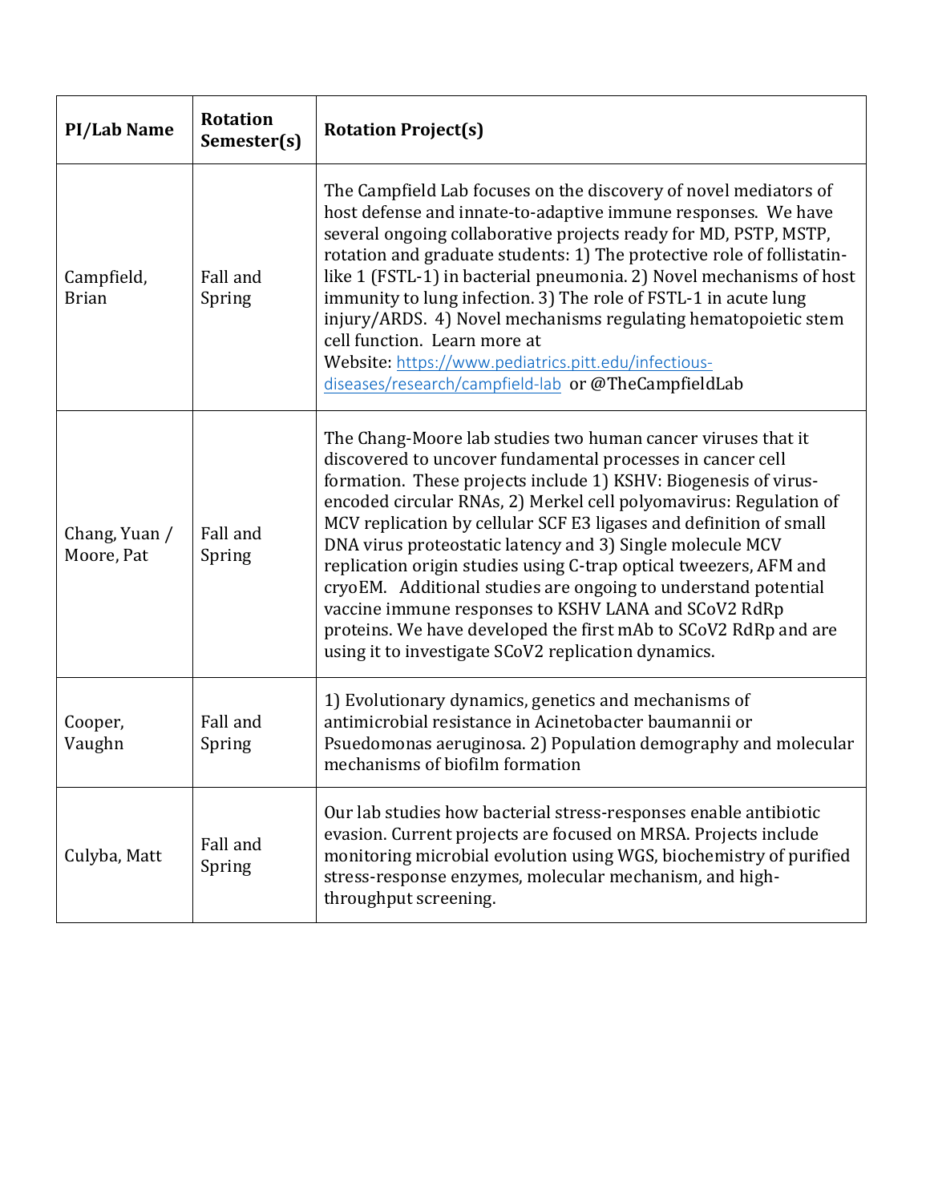| PI/Lab Name | Rotation Semester(s) | Rotation Project(s) |
|---|---|---|
| Campfield, Brian | Fall and Spring | The Campfield Lab focuses on the discovery of novel mediators of host defense and innate-to-adaptive immune responses. We have several ongoing collaborative projects ready for MD, PSTP, MSTP, rotation and graduate students: 1) The protective role of follistatin-like 1 (FSTL-1) in bacterial pneumonia. 2) Novel mechanisms of host immunity to lung infection. 3) The role of FSTL-1 in acute lung injury/ARDS. 4) Novel mechanisms regulating hematopoietic stem cell function. Learn more at Website: [https://www.pediatrics.pitt.edu/infectious-diseases/research/campfield-lab](https://www.pediatrics.pitt.edu/infectious-diseases/research/campfield-lab) or @TheCampfieldLab |
| Chang, Yuan / Moore, Pat | Fall and Spring | The Chang-Moore lab studies two human cancer viruses that it discovered to uncover fundamental processes in cancer cell formation. These projects include 1) KSHV: Biogenesis of virus-encoded circular RNAs, 2) Merkel cell polyomavirus: Regulation of MCV replication by cellular SCF E3 ligases and definition of small DNA virus proteostatic latency and 3) Single molecule MCV replication origin studies using C-trap optical tweezers, AFM and cryoEM. Additional studies are ongoing to understand potential vaccine immune responses to KSHV LANA and SCoV2 RdRp proteins. We have developed the first mAb to SCoV2 RdRp and are using it to investigate SCoV2 replication dynamics. |
| Cooper, Vaughn | Fall and Spring | 1) Evolutionary dynamics, genetics and mechanisms of antimicrobial resistance in Acinetobacter baumannii or Psuedomonas aeruginosa. 2) Population demography and molecular mechanisms of biofilm formation |
| Culyba, Matt | Fall and Spring | Our lab studies how bacterial stress-responses enable antibiotic evasion. Current projects are focused on MRSA. Projects include monitoring microbial evolution using WGS, biochemistry of purified stress-response enzymes, molecular mechanism, and high-throughput screening. |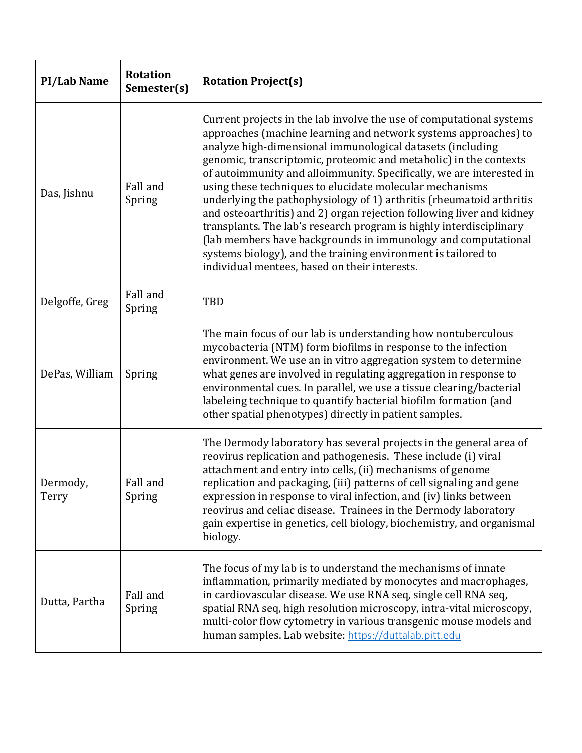| PI/Lab Name | Rotation Semester(s) | Rotation Project(s) |
|---|---|---|
| Das, Jishnu | Fall and Spring | Current projects in the lab involve the use of computational systems approaches (machine learning and network systems approaches) to analyze high-dimensional immunological datasets (including genomic, transcriptomic, proteomic and metabolic) in the contexts of autoimmunity and alloimmunity. Specifically, we are interested in using these techniques to elucidate molecular mechanisms underlying the pathophysiology of 1) arthritis (rheumatoid arthritis and osteoarthritis) and 2) organ rejection following liver and kidney transplants. The lab's research program is highly interdisciplinary (lab members have backgrounds in immunology and computational systems biology), and the training environment is tailored to individual mentees, based on their interests. |
| Delgoffe, Greg | Fall and Spring | TBD |
| DePas, William | Spring | The main focus of our lab is understanding how nontuberculous mycobacteria (NTM) form biofilms in response to the infection environment. We use an in vitro aggregation system to determine what genes are involved in regulating aggregation in response to environmental cues. In parallel, we use a tissue clearing/bacterial labeleing technique to quantify bacterial biofilm formation (and other spatial phenotypes) directly in patient samples. |
| Dermody, Terry | Fall and Spring | The Dermody laboratory has several projects in the general area of reovirus replication and pathogenesis. These include (i) viral attachment and entry into cells, (ii) mechanisms of genome replication and packaging, (iii) patterns of cell signaling and gene expression in response to viral infection, and (iv) links between reovirus and celiac disease. Trainees in the Dermody laboratory gain expertise in genetics, cell biology, biochemistry, and organismal biology. |
| Dutta, Partha | Fall and Spring | The focus of my lab is to understand the mechanisms of innate inflammation, primarily mediated by monocytes and macrophages, in cardiovascular disease. We use RNA seq, single cell RNA seq, spatial RNA seq, high resolution microscopy, intra-vital microscopy, multi-color flow cytometry in various transgenic mouse models and human samples. Lab website: [https://duttalab.pitt.edu](https://duttalab.pitt.edu) |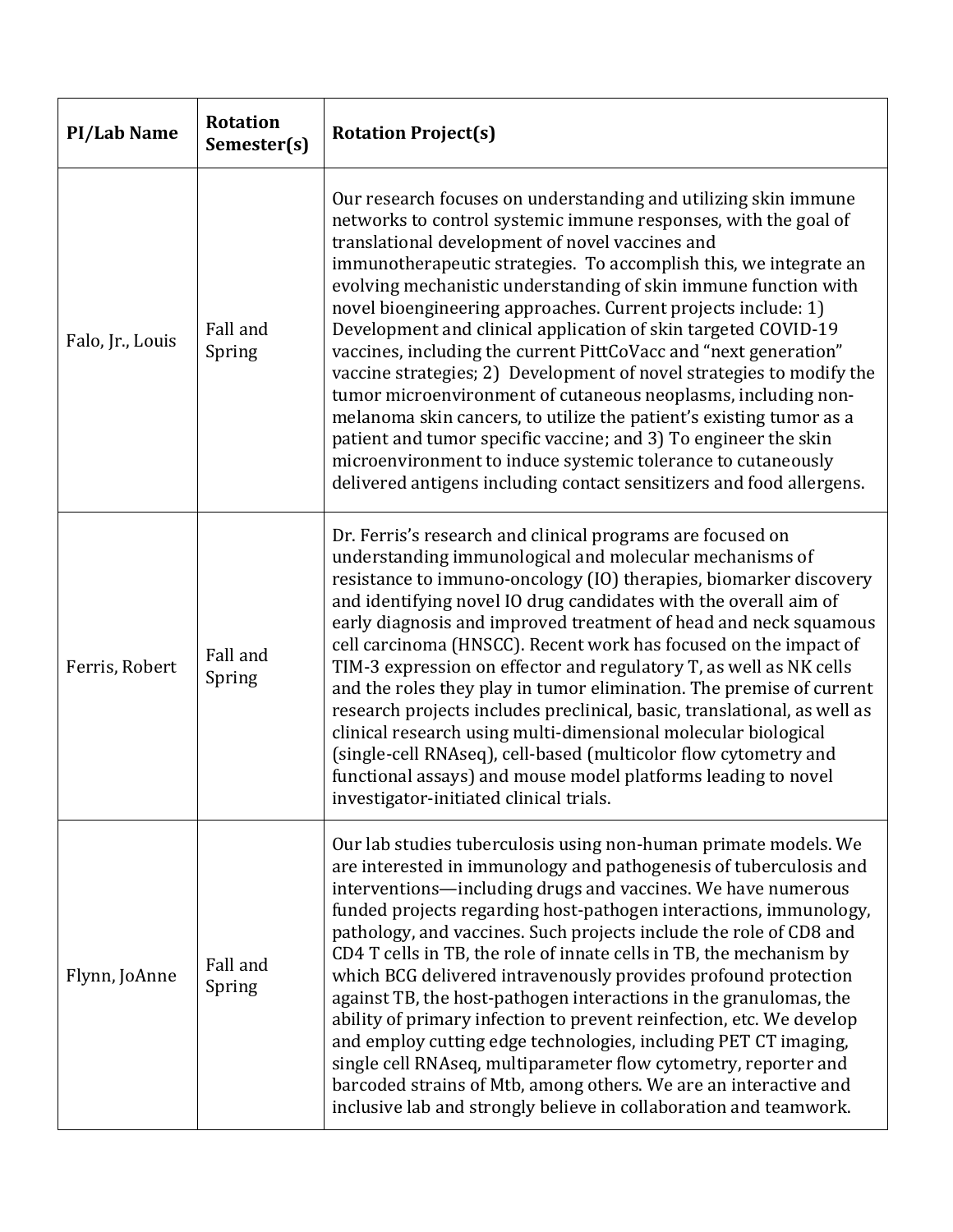| PI/Lab Name | Rotation Semester(s) | Rotation Project(s) |
| --- | --- | --- |
| Falo, Jr., Louis | Fall and Spring | Our research focuses on understanding and utilizing skin immune networks to control systemic immune responses, with the goal of translational development of novel vaccines and immunotherapeutic strategies. To accomplish this, we integrate an evolving mechanistic understanding of skin immune function with novel bioengineering approaches. Current projects include: 1) Development and clinical application of skin targeted COVID-19 vaccines, including the current PittCoVacc and "next generation" vaccine strategies; 2) Development of novel strategies to modify the tumor microenvironment of cutaneous neoplasms, including non-melanoma skin cancers, to utilize the patient's existing tumor as a patient and tumor specific vaccine; and 3) To engineer the skin microenvironment to induce systemic tolerance to cutaneously delivered antigens including contact sensitizers and food allergens. |
| Ferris, Robert | Fall and Spring | Dr. Ferris's research and clinical programs are focused on understanding immunological and molecular mechanisms of resistance to immuno-oncology (IO) therapies, biomarker discovery and identifying novel IO drug candidates with the overall aim of early diagnosis and improved treatment of head and neck squamous cell carcinoma (HNSCC). Recent work has focused on the impact of TIM-3 expression on effector and regulatory T, as well as NK cells and the roles they play in tumor elimination. The premise of current research projects includes preclinical, basic, translational, as well as clinical research using multi-dimensional molecular biological (single-cell RNAseq), cell-based (multicolor flow cytometry and functional assays) and mouse model platforms leading to novel investigator-initiated clinical trials. |
| Flynn, JoAnne | Fall and Spring | Our lab studies tuberculosis using non-human primate models. We are interested in immunology and pathogenesis of tuberculosis and interventions—including drugs and vaccines. We have numerous funded projects regarding host-pathogen interactions, immunology, pathology, and vaccines. Such projects include the role of CD8 and CD4 T cells in TB, the role of innate cells in TB, the mechanism by which BCG delivered intravenously provides profound protection against TB, the host-pathogen interactions in the granulomas, the ability of primary infection to prevent reinfection, etc. We develop and employ cutting edge technologies, including PET CT imaging, single cell RNAseq, multiparameter flow cytometry, reporter and barcoded strains of Mtb, among others. We are an interactive and inclusive lab and strongly believe in collaboration and teamwork. |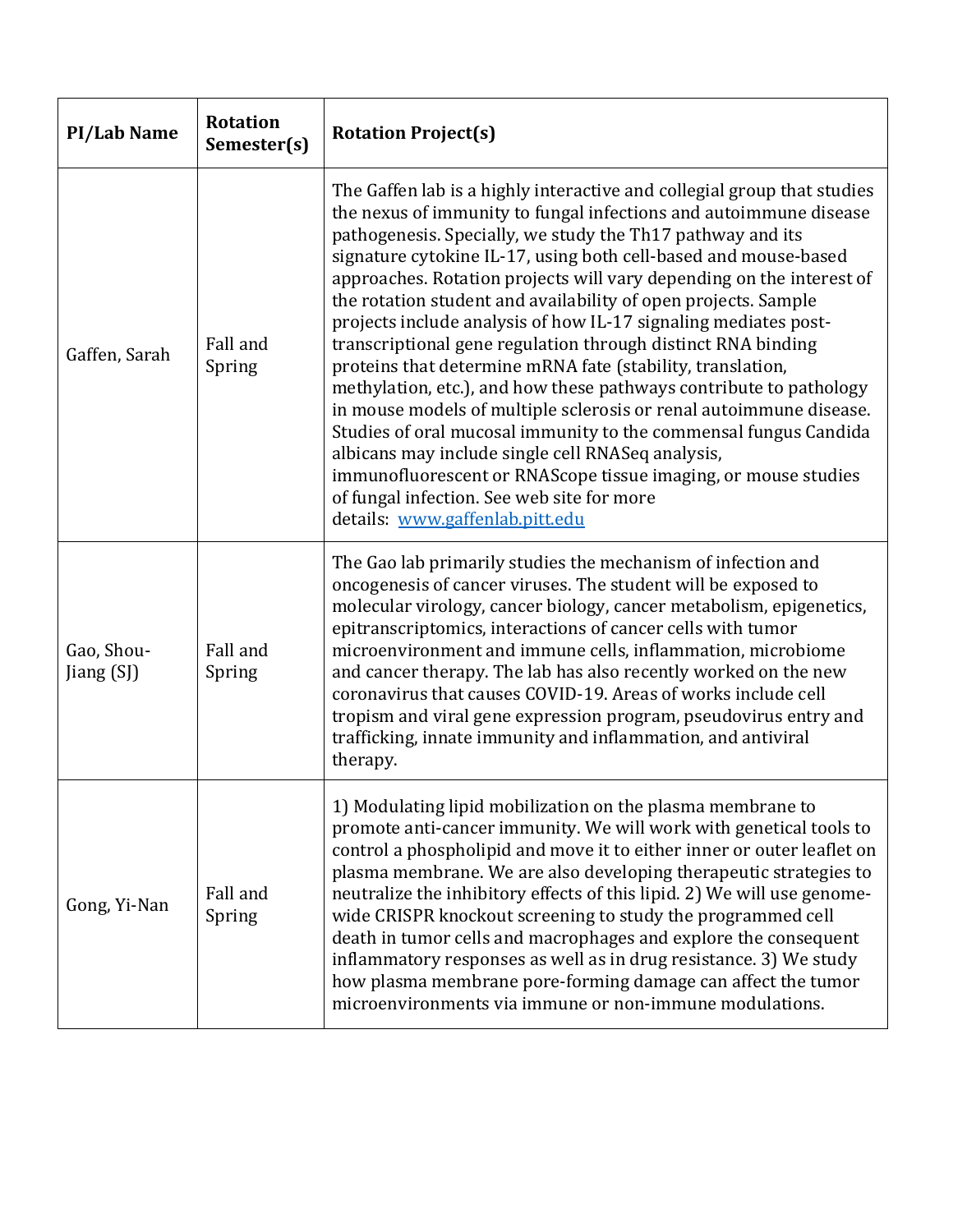| PI/Lab Name | Rotation Semester(s) | Rotation Project(s) |
|---|---|---|
| Gaffen, Sarah | Fall and Spring | The Gaffen lab is a highly interactive and collegial group that studies the nexus of immunity to fungal infections and autoimmune disease pathogenesis. Specially, we study the Th17 pathway and its signature cytokine IL-17, using both cell-based and mouse-based approaches. Rotation projects will vary depending on the interest of the rotation student and availability of open projects. Sample projects include analysis of how IL-17 signaling mediates post-transcriptional gene regulation through distinct RNA binding proteins that determine mRNA fate (stability, translation, methylation, etc.), and how these pathways contribute to pathology in mouse models of multiple sclerosis or renal autoimmune disease. Studies of oral mucosal immunity to the commensal fungus Candida albicans may include single cell RNASeq analysis, immunofluorescent or RNAScope tissue imaging, or mouse studies of fungal infection. See web site for more details: [www.gaffenlab.pitt.edu](www.gaffenlab.pitt.edu) |
| Gao, Shou-Jiang (SJ) | Fall and Spring | The Gao lab primarily studies the mechanism of infection and oncogenesis of cancer viruses. The student will be exposed to molecular virology, cancer biology, cancer metabolism, epigenetics, epitranscriptomics, interactions of cancer cells with tumor microenvironment and immune cells, inflammation, microbiome and cancer therapy. The lab has also recently worked on the new coronavirus that causes COVID-19. Areas of works include cell tropism and viral gene expression program, pseudovirus entry and trafficking, innate immunity and inflammation, and antiviral therapy. |
| Gong, Yi-Nan | Fall and Spring | 1) Modulating lipid mobilization on the plasma membrane to promote anti-cancer immunity. We will work with genetical tools to control a phospholipid and move it to either inner or outer leaflet on plasma membrane. We are also developing therapeutic strategies to neutralize the inhibitory effects of this lipid. 2) We will use genome-wide CRISPR knockout screening to study the programmed cell death in tumor cells and macrophages and explore the consequent inflammatory responses as well as in drug resistance. 3) We study how plasma membrane pore-forming damage can affect the tumor microenvironments via immune or non-immune modulations. |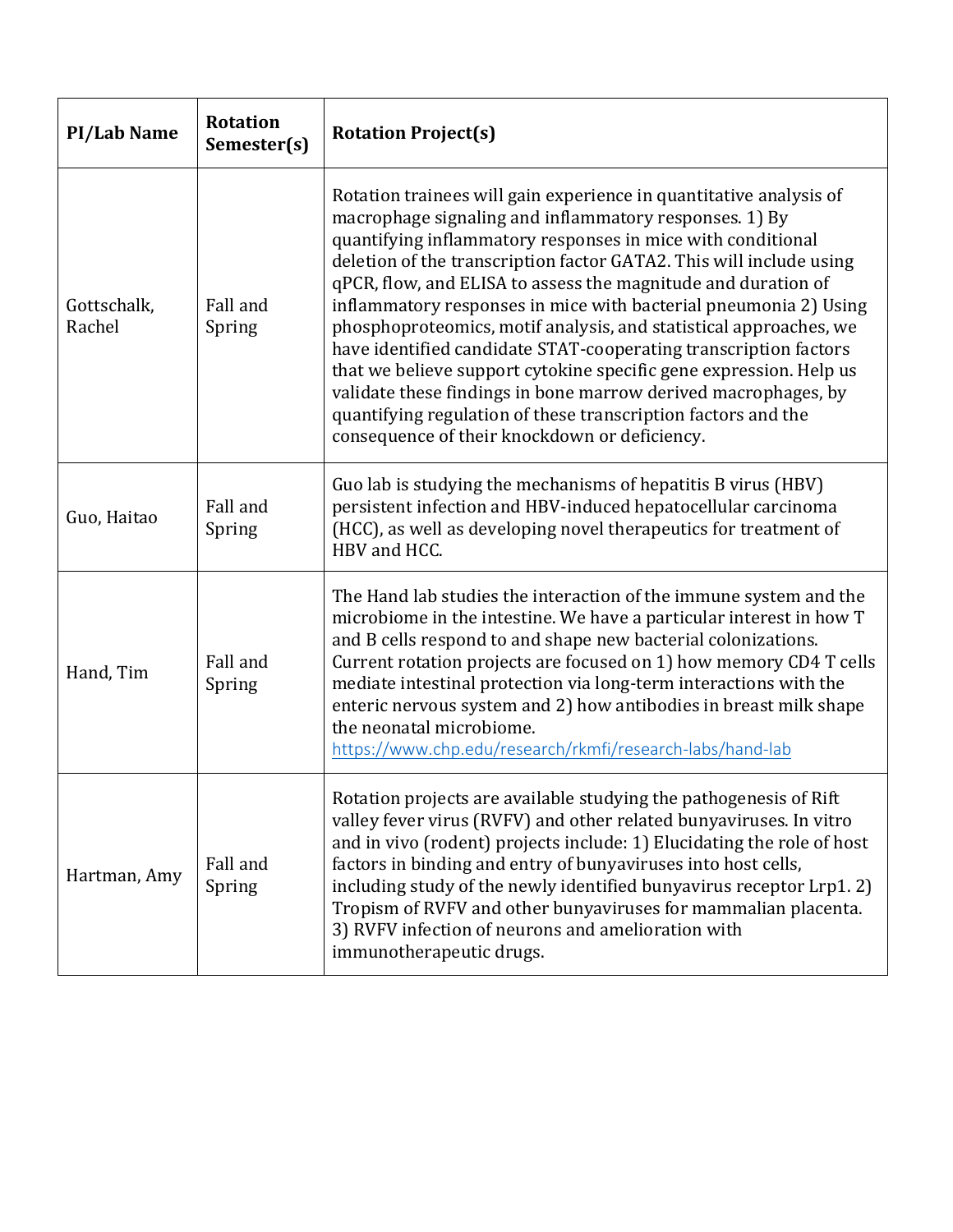| PI/Lab Name | Rotation Semester(s) | Rotation Project(s) |
|---|---|---|
| Gottschalk, Rachel | Fall and Spring | Rotation trainees will gain experience in quantitative analysis of macrophage signaling and inflammatory responses. 1) By quantifying inflammatory responses in mice with conditional deletion of the transcription factor GATA2. This will include using qPCR, flow, and ELISA to assess the magnitude and duration of inflammatory responses in mice with bacterial pneumonia 2) Using phosphoproteomics, motif analysis, and statistical approaches, we have identified candidate STAT-cooperating transcription factors that we believe support cytokine specific gene expression. Help us validate these findings in bone marrow derived macrophages, by quantifying regulation of these transcription factors and the consequence of their knockdown or deficiency. |
| Guo, Haitao | Fall and Spring | Guo lab is studying the mechanisms of hepatitis B virus (HBV) persistent infection and HBV-induced hepatocellular carcinoma (HCC), as well as developing novel therapeutics for treatment of HBV and HCC. |
| Hand, Tim | Fall and Spring | The Hand lab studies the interaction of the immune system and the microbiome in the intestine. We have a particular interest in how T and B cells respond to and shape new bacterial colonizations. Current rotation projects are focused on 1) how memory CD4 T cells mediate intestinal protection via long-term interactions with the enteric nervous system and 2) how antibodies in breast milk shape the neonatal microbiome. https://www.chp.edu/research/rkmfi/research-labs/hand-lab |
| Hartman, Amy | Fall and Spring | Rotation projects are available studying the pathogenesis of Rift valley fever virus (RVFV) and other related bunyaviruses. In vitro and in vivo (rodent) projects include: 1) Elucidating the role of host factors in binding and entry of bunyaviruses into host cells, including study of the newly identified bunyavirus receptor Lrp1. 2) Tropism of RVFV and other bunyaviruses for mammalian placenta. 3) RVFV infection of neurons and amelioration with immunotherapeutic drugs. |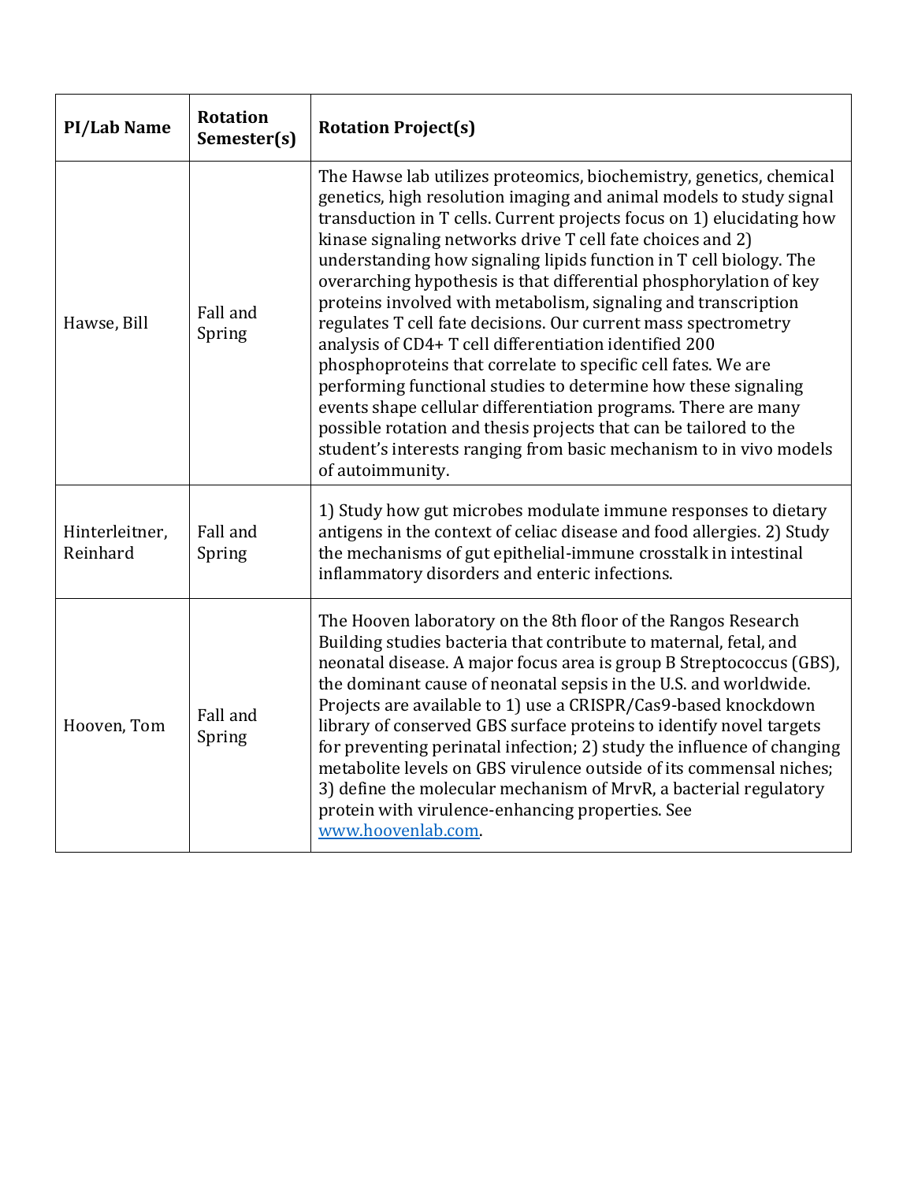| PI/Lab Name | Rotation Semester(s) | Rotation Project(s) |
| --- | --- | --- |
| Hawse, Bill | Fall and Spring | The Hawse lab utilizes proteomics, biochemistry, genetics, chemical genetics, high resolution imaging and animal models to study signal transduction in T cells. Current projects focus on 1) elucidating how kinase signaling networks drive T cell fate choices and 2) understanding how signaling lipids function in T cell biology. The overarching hypothesis is that differential phosphorylation of key proteins involved with metabolism, signaling and transcription regulates T cell fate decisions. Our current mass spectrometry analysis of CD4+ T cell differentiation identified 200 phosphoproteins that correlate to specific cell fates. We are performing functional studies to determine how these signaling events shape cellular differentiation programs. There are many possible rotation and thesis projects that can be tailored to the student's interests ranging from basic mechanism to in vivo models of autoimmunity. |
| Hinterleitner, Reinhard | Fall and Spring | 1) Study how gut microbes modulate immune responses to dietary antigens in the context of celiac disease and food allergies. 2) Study the mechanisms of gut epithelial-immune crosstalk in intestinal inflammatory disorders and enteric infections. |
| Hooven, Tom | Fall and Spring | The Hooven laboratory on the 8th floor of the Rangos Research Building studies bacteria that contribute to maternal, fetal, and neonatal disease. A major focus area is group B Streptococcus (GBS), the dominant cause of neonatal sepsis in the U.S. and worldwide. Projects are available to 1) use a CRISPR/Cas9-based knockdown library of conserved GBS surface proteins to identify novel targets for preventing perinatal infection; 2) study the influence of changing metabolite levels on GBS virulence outside of its commensal niches; 3) define the molecular mechanism of MrvR, a bacterial regulatory protein with virulence-enhancing properties. See [www.hoovenlab.com](http://www.hoovenlab.com). |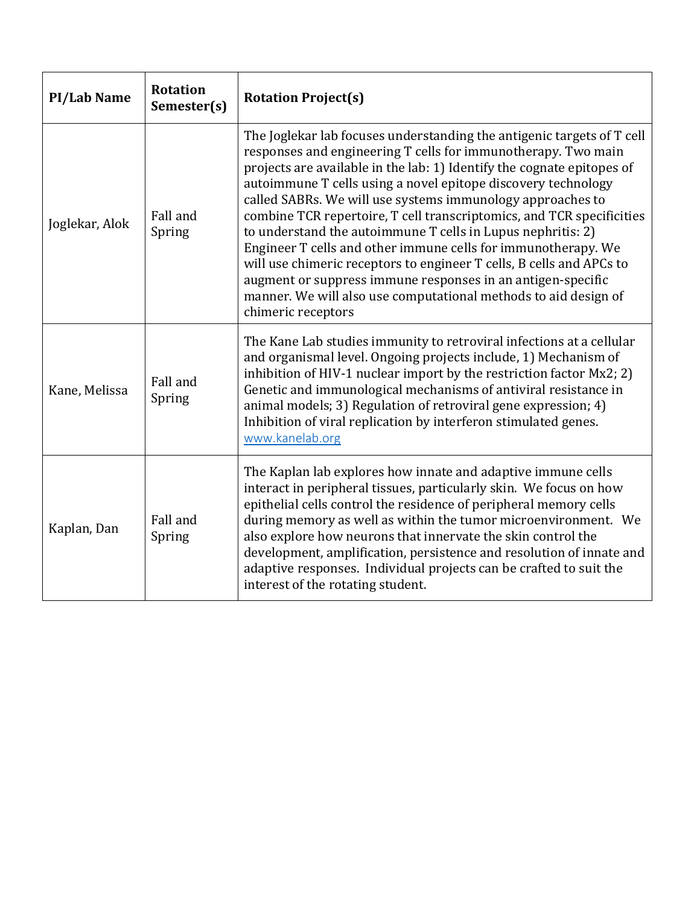| PI/Lab Name | Rotation Semester(s) | Rotation Project(s) |
|---|---|---|
| Joglekar, Alok | Fall and Spring | The Joglekar lab focuses understanding the antigenic targets of T cell responses and engineering T cells for immunotherapy. Two main projects are available in the lab: 1) Identify the cognate epitopes of autoimmune T cells using a novel epitope discovery technology called SABRs. We will use systems immunology approaches to combine TCR repertoire, T cell transcriptomics, and TCR specificities to understand the autoimmune T cells in Lupus nephritis: 2) Engineer T cells and other immune cells for immunotherapy. We will use chimeric receptors to engineer T cells, B cells and APCs to augment or suppress immune responses in an antigen-specific manner. We will also use computational methods to aid design of chimeric receptors |
| Kane, Melissa | Fall and Spring | The Kane Lab studies immunity to retroviral infections at a cellular and organismal level. Ongoing projects include, 1) Mechanism of inhibition of HIV-1 nuclear import by the restriction factor Mx2; 2) Genetic and immunological mechanisms of antiviral resistance in animal models; 3) Regulation of retroviral gene expression; 4) Inhibition of viral replication by interferon stimulated genes. www.kanelab.org |
| Kaplan, Dan | Fall and Spring | The Kaplan lab explores how innate and adaptive immune cells interact in peripheral tissues, particularly skin. We focus on how epithelial cells control the residence of peripheral memory cells during memory as well as within the tumor microenvironment. We also explore how neurons that innervate the skin control the development, amplification, persistence and resolution of innate and adaptive responses. Individual projects can be crafted to suit the interest of the rotating student. |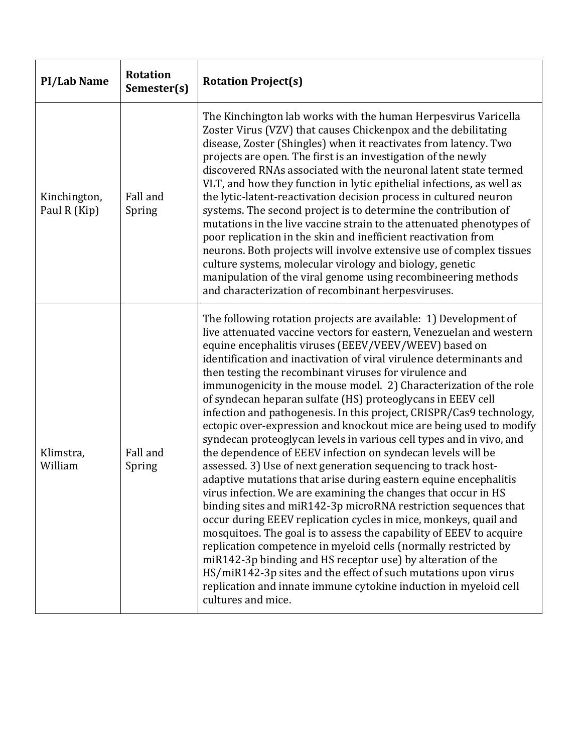| PI/Lab Name | Rotation Semester(s) | Rotation Project(s) |
|---|---|---|
| Kinchington, Paul R (Kip) | Fall and Spring | The Kinchington lab works with the human Herpesvirus Varicella Zoster Virus (VZV) that causes Chickenpox and the debilitating disease, Zoster (Shingles) when it reactivates from latency. Two projects are open. The first is an investigation of the newly discovered RNAs associated with the neuronal latent state termed VLT, and how they function in lytic epithelial infections, as well as the lytic-latent-reactivation decision process in cultured neuron systems. The second project is to determine the contribution of mutations in the live vaccine strain to the attenuated phenotypes of poor replication in the skin and inefficient reactivation from neurons. Both projects will involve extensive use of complex tissues culture systems, molecular virology and biology, genetic manipulation of the viral genome using recombineering methods and characterization of recombinant herpesviruses. |
| Klimstra, William | Fall and Spring | The following rotation projects are available: 1) Development of live attenuated vaccine vectors for eastern, Venezuelan and western equine encephalitis viruses (EEEV/VEEV/WEEV) based on identification and inactivation of viral virulence determinants and then testing the recombinant viruses for virulence and immunogenicity in the mouse model. 2) Characterization of the role of syndecan heparan sulfate (HS) proteoglycans in EEEV cell infection and pathogenesis. In this project, CRISPR/Cas9 technology, ectopic over-expression and knockout mice are being used to modify syndecan proteoglycan levels in various cell types and in vivo, and the dependence of EEEV infection on syndecan levels will be assessed. 3) Use of next generation sequencing to track host-adaptive mutations that arise during eastern equine encephalitis virus infection. We are examining the changes that occur in HS binding sites and miR142-3p microRNA restriction sequences that occur during EEEV replication cycles in mice, monkeys, quail and mosquitoes. The goal is to assess the capability of EEEV to acquire replication competence in myeloid cells (normally restricted by miR142-3p binding and HS receptor use) by alteration of the HS/miR142-3p sites and the effect of such mutations upon virus replication and innate immune cytokine induction in myeloid cell cultures and mice. |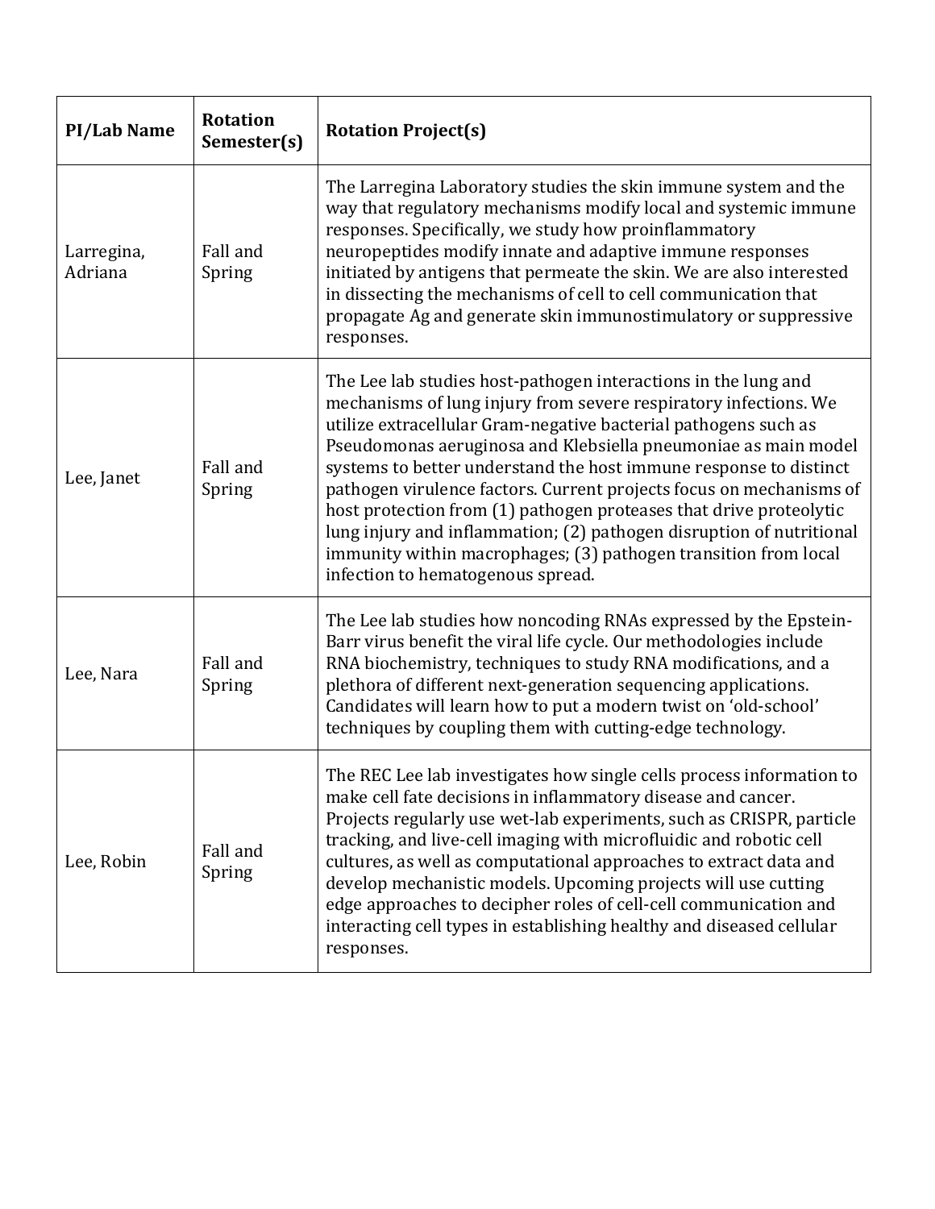| PI/Lab Name | Rotation Semester(s) | Rotation Project(s) |
|---|---|---|
| Larregina, Adriana | Fall and Spring | The Larregina Laboratory studies the skin immune system and the way that regulatory mechanisms modify local and systemic immune responses. Specifically, we study how proinflammatory neuropeptides modify innate and adaptive immune responses initiated by antigens that permeate the skin. We are also interested in dissecting the mechanisms of cell to cell communication that propagate Ag and generate skin immunostimulatory or suppressive responses. |
| Lee, Janet | Fall and Spring | The Lee lab studies host-pathogen interactions in the lung and mechanisms of lung injury from severe respiratory infections. We utilize extracellular Gram-negative bacterial pathogens such as Pseudomonas aeruginosa and Klebsiella pneumoniae as main model systems to better understand the host immune response to distinct pathogen virulence factors. Current projects focus on mechanisms of host protection from (1) pathogen proteases that drive proteolytic lung injury and inflammation; (2) pathogen disruption of nutritional immunity within macrophages; (3) pathogen transition from local infection to hematogenous spread. |
| Lee, Nara | Fall and Spring | The Lee lab studies how noncoding RNAs expressed by the Epstein-Barr virus benefit the viral life cycle. Our methodologies include RNA biochemistry, techniques to study RNA modifications, and a plethora of different next-generation sequencing applications. Candidates will learn how to put a modern twist on 'old-school' techniques by coupling them with cutting-edge technology. |
| Lee, Robin | Fall and Spring | The REC Lee lab investigates how single cells process information to make cell fate decisions in inflammatory disease and cancer. Projects regularly use wet-lab experiments, such as CRISPR, particle tracking, and live-cell imaging with microfluidic and robotic cell cultures, as well as computational approaches to extract data and develop mechanistic models. Upcoming projects will use cutting edge approaches to decipher roles of cell-cell communication and interacting cell types in establishing healthy and diseased cellular responses. |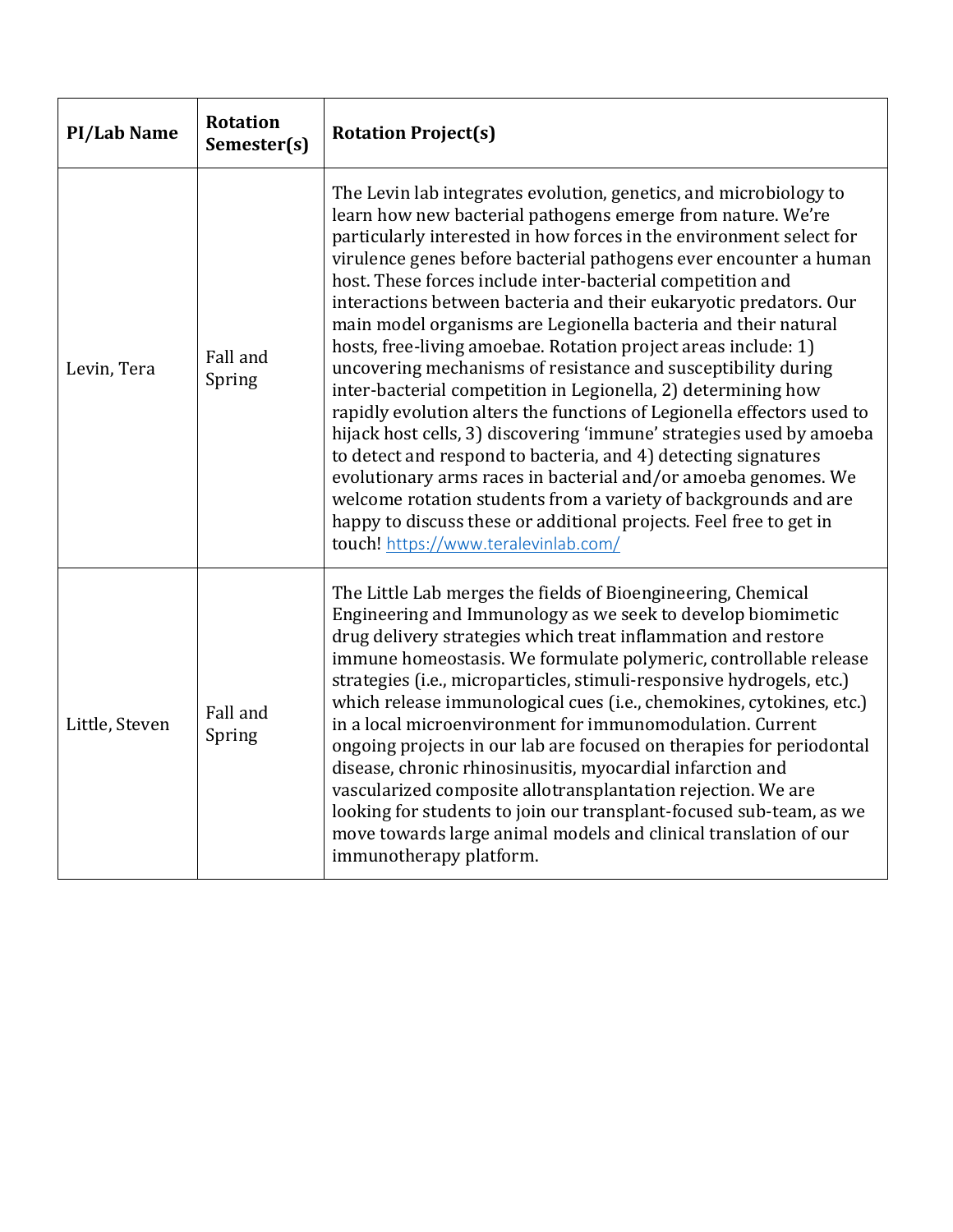| PI/Lab Name | Rotation Semester(s) | Rotation Project(s) |
|---|---|---|
| Levin, Tera | Fall and Spring | The Levin lab integrates evolution, genetics, and microbiology to learn how new bacterial pathogens emerge from nature. We're particularly interested in how forces in the environment select for virulence genes before bacterial pathogens ever encounter a human host. These forces include inter-bacterial competition and interactions between bacteria and their eukaryotic predators. Our main model organisms are Legionella bacteria and their natural hosts, free-living amoebae. Rotation project areas include: 1) uncovering mechanisms of resistance and susceptibility during inter-bacterial competition in Legionella, 2) determining how rapidly evolution alters the functions of Legionella effectors used to hijack host cells, 3) discovering 'immune' strategies used by amoeba to detect and respond to bacteria, and 4) detecting signatures evolutionary arms races in bacterial and/or amoeba genomes. We welcome rotation students from a variety of backgrounds and are happy to discuss these or additional projects. Feel free to get in touch! https://www.teralevinlab.com/ |
| Little, Steven | Fall and Spring | The Little Lab merges the fields of Bioengineering, Chemical Engineering and Immunology as we seek to develop biomimetic drug delivery strategies which treat inflammation and restore immune homeostasis. We formulate polymeric, controllable release strategies (i.e., microparticles, stimuli-responsive hydrogels, etc.) which release immunological cues (i.e., chemokines, cytokines, etc.) in a local microenvironment for immunomodulation. Current ongoing projects in our lab are focused on therapies for periodontal disease, chronic rhinosinusitis, myocardial infarction and vascularized composite allotransplantation rejection. We are looking for students to join our transplant-focused sub-team, as we move towards large animal models and clinical translation of our immunotherapy platform. |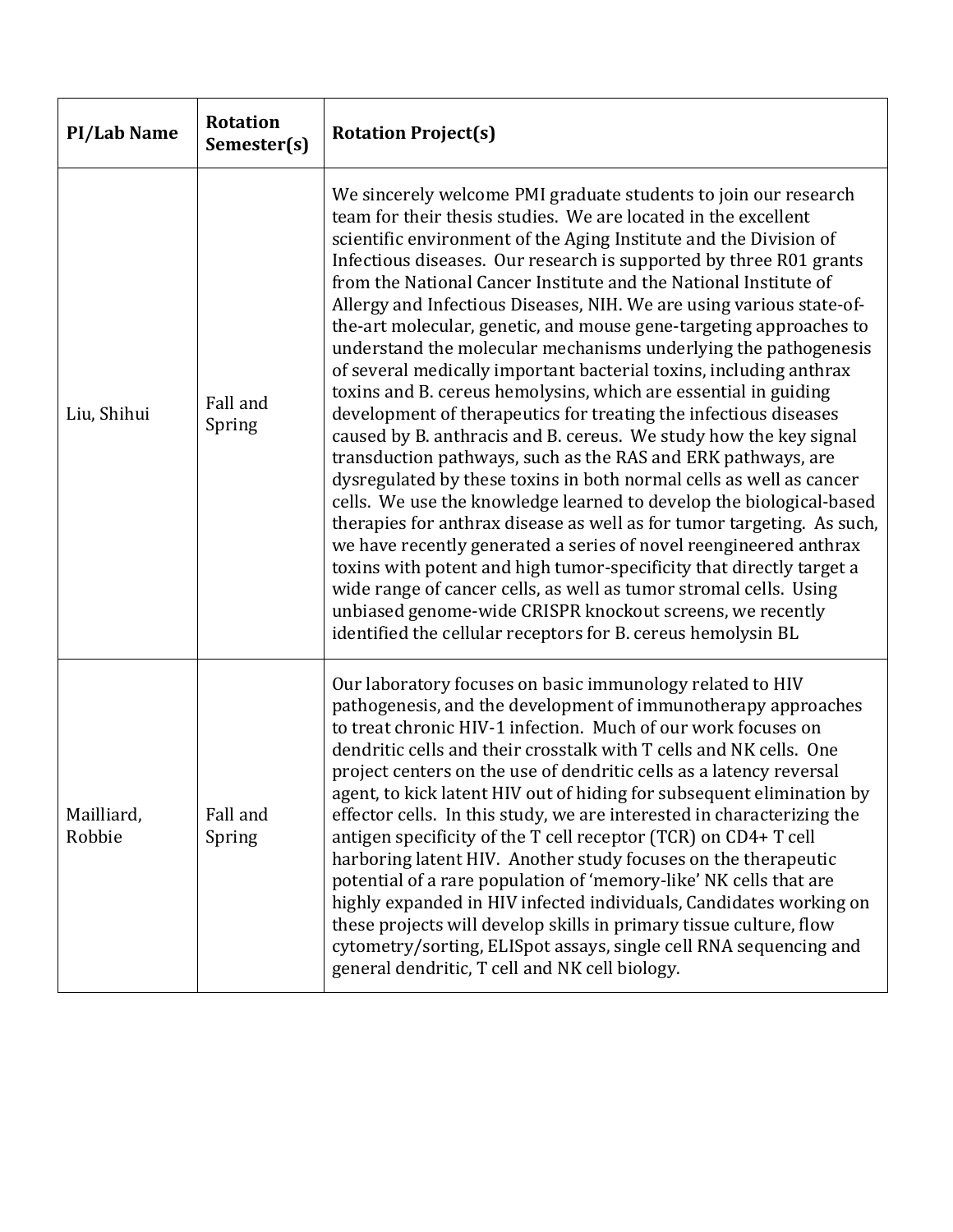| PI/Lab Name | Rotation Semester(s) | Rotation Project(s) |
| --- | --- | --- |
| Liu, Shihui | Fall and Spring | We sincerely welcome PMI graduate students to join our research team for their thesis studies. We are located in the excellent scientific environment of the Aging Institute and the Division of Infectious diseases. Our research is supported by three R01 grants from the National Cancer Institute and the National Institute of Allergy and Infectious Diseases, NIH. We are using various state-of-the-art molecular, genetic, and mouse gene-targeting approaches to understand the molecular mechanisms underlying the pathogenesis of several medically important bacterial toxins, including anthrax toxins and B. cereus hemolysins, which are essential in guiding development of therapeutics for treating the infectious diseases caused by B. anthracis and B. cereus. We study how the key signal transduction pathways, such as the RAS and ERK pathways, are dysregulated by these toxins in both normal cells as well as cancer cells. We use the knowledge learned to develop the biological-based therapies for anthrax disease as well as for tumor targeting. As such, we have recently generated a series of novel reengineered anthrax toxins with potent and high tumor-specificity that directly target a wide range of cancer cells, as well as tumor stromal cells. Using unbiased genome-wide CRISPR knockout screens, we recently identified the cellular receptors for B. cereus hemolysin BL |
| Mailliard, Robbie | Fall and Spring | Our laboratory focuses on basic immunology related to HIV pathogenesis, and the development of immunotherapy approaches to treat chronic HIV-1 infection. Much of our work focuses on dendritic cells and their crosstalk with T cells and NK cells. One project centers on the use of dendritic cells as a latency reversal agent, to kick latent HIV out of hiding for subsequent elimination by effector cells. In this study, we are interested in characterizing the antigen specificity of the T cell receptor (TCR) on CD4+ T cell harboring latent HIV. Another study focuses on the therapeutic potential of a rare population of 'memory-like' NK cells that are highly expanded in HIV infected individuals, Candidates working on these projects will develop skills in primary tissue culture, flow cytometry/sorting, ELISpot assays, single cell RNA sequencing and general dendritic, T cell and NK cell biology. |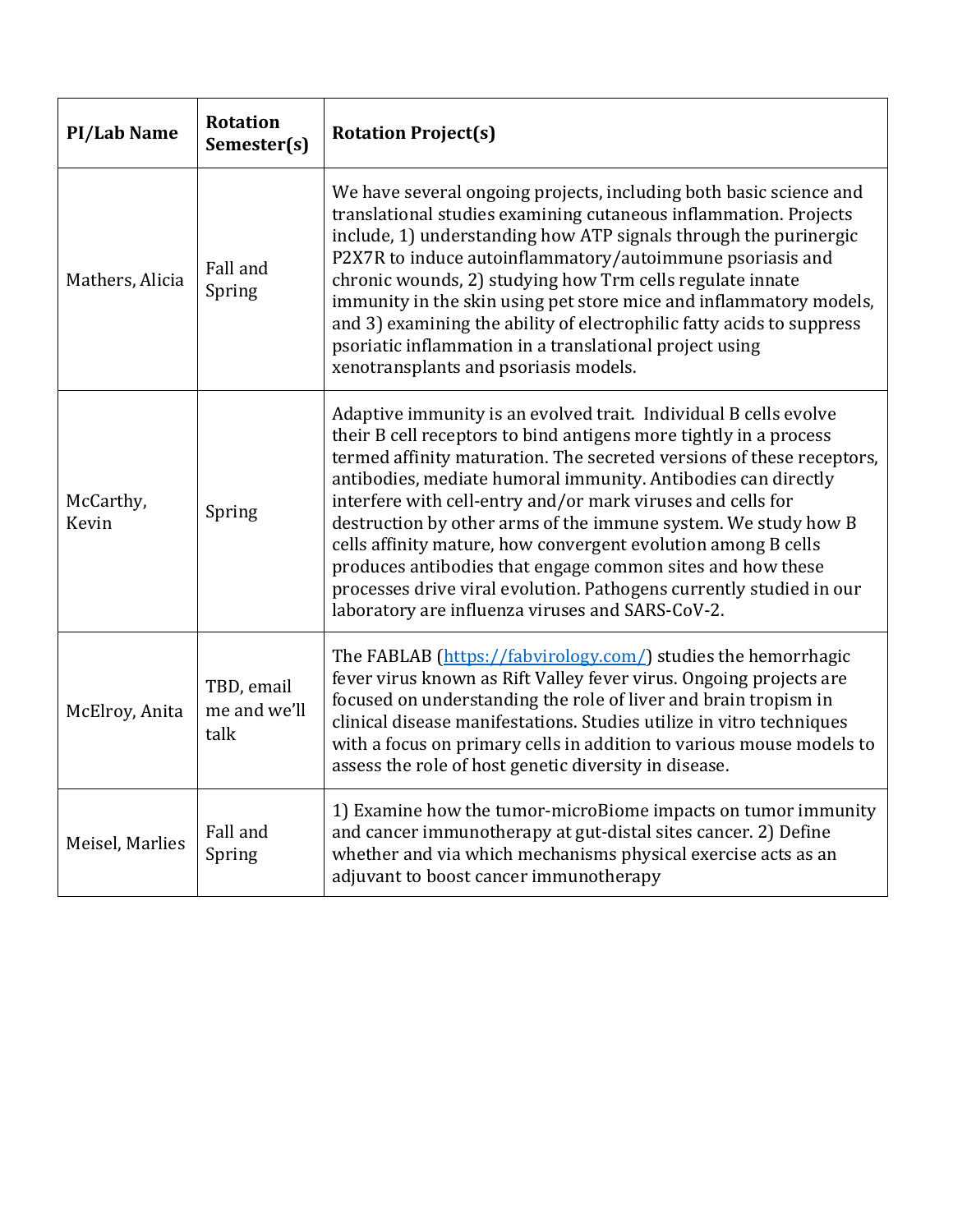| PI/Lab Name | Rotation Semester(s) | Rotation Project(s) |
|---|---|---|
| Mathers, Alicia | Fall and Spring | We have several ongoing projects, including both basic science and translational studies examining cutaneous inflammation. Projects include, 1) understanding how ATP signals through the purinergic P2X7R to induce autoinflammatory/autoimmune psoriasis and chronic wounds, 2) studying how Trm cells regulate innate immunity in the skin using pet store mice and inflammatory models, and 3) examining the ability of electrophilic fatty acids to suppress psoriatic inflammation in a translational project using xenotransplants and psoriasis models. |
| McCarthy, Kevin | Spring | Adaptive immunity is an evolved trait. Individual B cells evolve their B cell receptors to bind antigens more tightly in a process termed affinity maturation. The secreted versions of these receptors, antibodies, mediate humoral immunity. Antibodies can directly interfere with cell-entry and/or mark viruses and cells for destruction by other arms of the immune system. We study how B cells affinity mature, how convergent evolution among B cells produces antibodies that engage common sites and how these processes drive viral evolution. Pathogens currently studied in our laboratory are influenza viruses and SARS-CoV-2. |
| McElroy, Anita | TBD, email me and we'll talk | The FABLAB ([https://fabvirology.com/](https://fabvirology.com/)) studies the hemorrhagic fever virus known as Rift Valley fever virus. Ongoing projects are focused on understanding the role of liver and brain tropism in clinical disease manifestations. Studies utilize in vitro techniques with a focus on primary cells in addition to various mouse models to assess the role of host genetic diversity in disease. |
| Meisel, Marlies | Fall and Spring | 1) Examine how the tumor-microBiome impacts on tumor immunity and cancer immunotherapy at gut-distal sites cancer. 2) Define whether and via which mechanisms physical exercise acts as an adjuvant to boost cancer immunotherapy |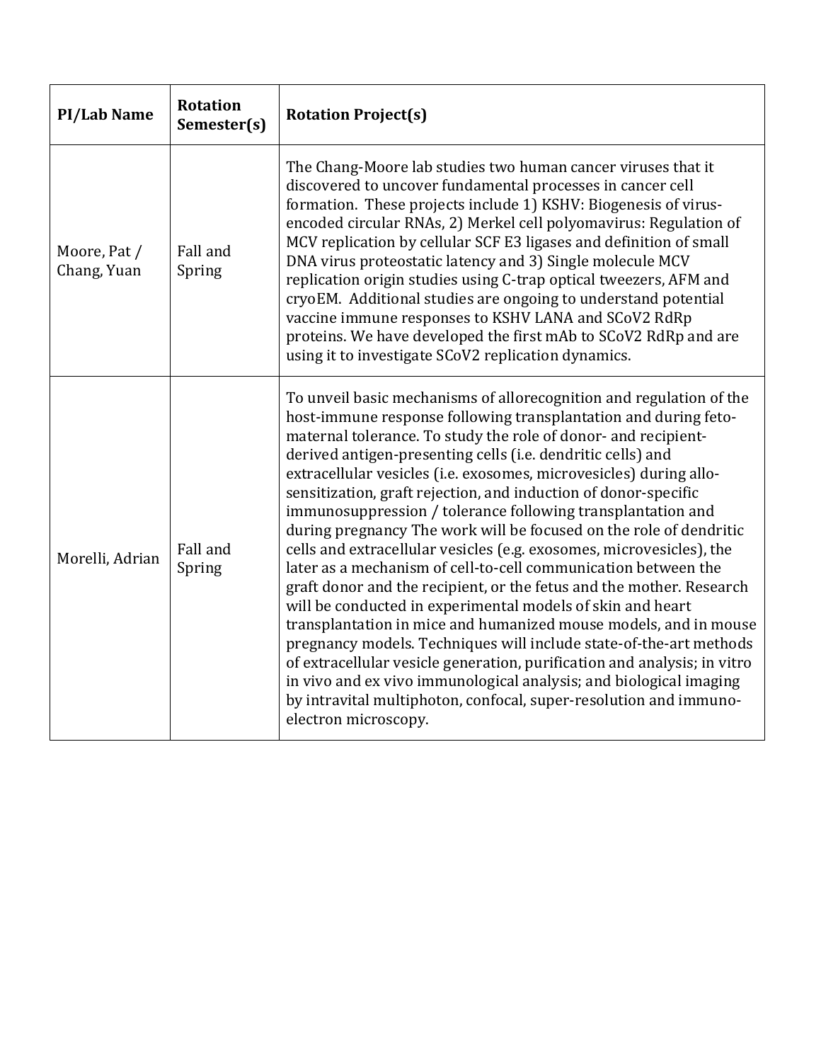| PI/Lab Name | Rotation Semester(s) | Rotation Project(s) |
| --- | --- | --- |
| Moore, Pat / Chang, Yuan | Fall and Spring | The Chang-Moore lab studies two human cancer viruses that it discovered to uncover fundamental processes in cancer cell formation. These projects include 1) KSHV: Biogenesis of virus-encoded circular RNAs, 2) Merkel cell polyomavirus: Regulation of MCV replication by cellular SCF E3 ligases and definition of small DNA virus proteostatic latency and 3) Single molecule MCV replication origin studies using C-trap optical tweezers, AFM and cryoEM. Additional studies are ongoing to understand potential vaccine immune responses to KSHV LANA and SCoV2 RdRp proteins. We have developed the first mAb to SCoV2 RdRp and are using it to investigate SCoV2 replication dynamics. |
| Morelli, Adrian | Fall and Spring | To unveil basic mechanisms of allorecognition and regulation of the host-immune response following transplantation and during feto-maternal tolerance. To study the role of donor- and recipient-derived antigen-presenting cells (i.e. dendritic cells) and extracellular vesicles (i.e. exosomes, microvesicles) during allo-sensitization, graft rejection, and induction of donor-specific immunosuppression / tolerance following transplantation and during pregnancy The work will be focused on the role of dendritic cells and extracellular vesicles (e.g. exosomes, microvesicles), the later as a mechanism of cell-to-cell communication between the graft donor and the recipient, or the fetus and the mother. Research will be conducted in experimental models of skin and heart transplantation in mice and humanized mouse models, and in mouse pregnancy models. Techniques will include state-of-the-art methods of extracellular vesicle generation, purification and analysis; in vitro in vivo and ex vivo immunological analysis; and biological imaging by intravital multiphoton, confocal, super-resolution and immuno-electron microscopy. |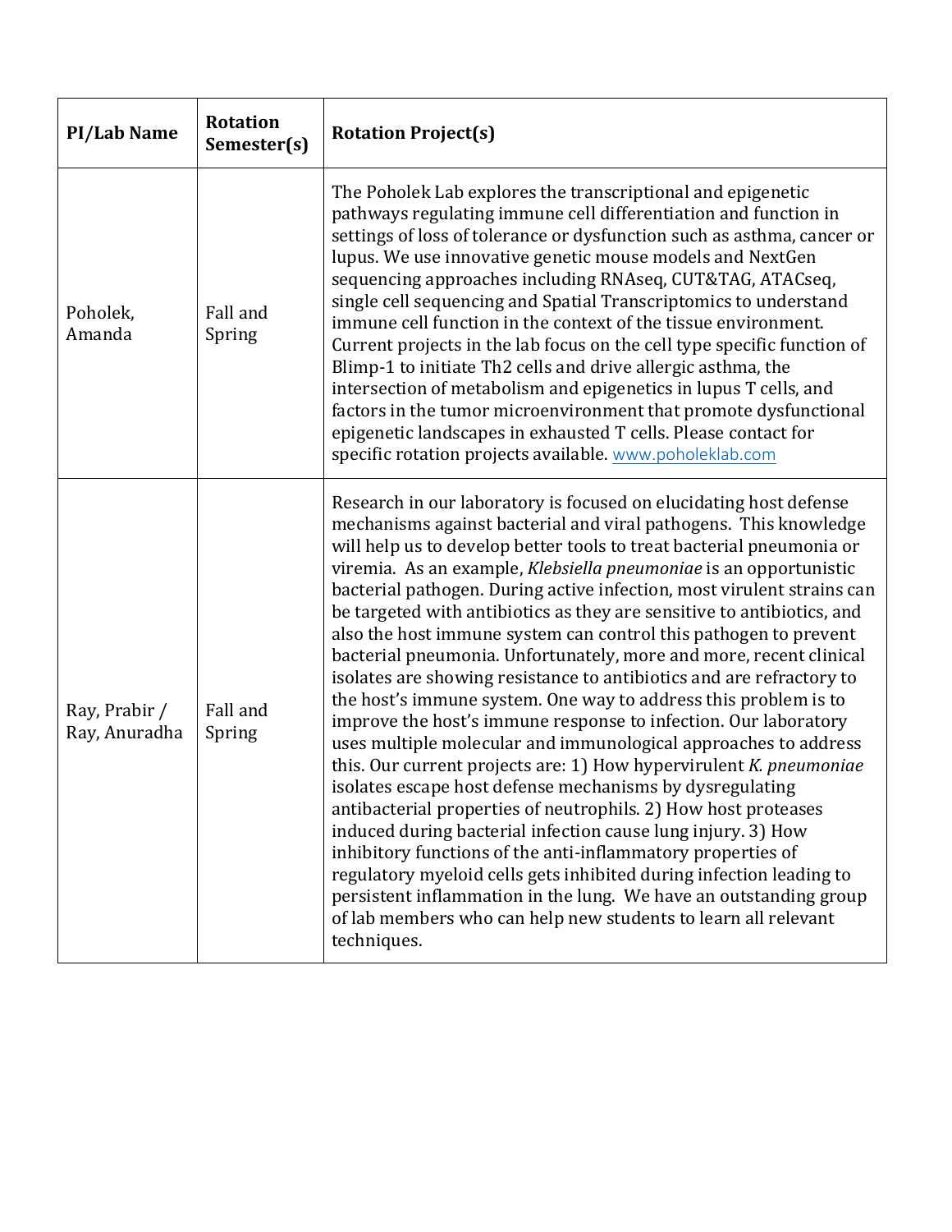| PI/Lab Name | Rotation Semester(s) | Rotation Project(s) |
|---|---|---|
| Poholek, Amanda | Fall and Spring | The Poholek Lab explores the transcriptional and epigenetic pathways regulating immune cell differentiation and function in settings of loss of tolerance or dysfunction such as asthma, cancer or lupus. We use innovative genetic mouse models and NextGen sequencing approaches including RNAseq, CUT&TAG, ATACseq, single cell sequencing and Spatial Transcriptomics to understand immune cell function in the context of the tissue environment. Current projects in the lab focus on the cell type specific function of Blimp-1 to initiate Th2 cells and drive allergic asthma, the intersection of metabolism and epigenetics in lupus T cells, and factors in the tumor microenvironment that promote dysfunctional epigenetic landscapes in exhausted T cells. Please contact for specific rotation projects available. www.poholeklab.com |
| Ray, Prabir / Ray, Anuradha | Fall and Spring | Research in our laboratory is focused on elucidating host defense mechanisms against bacterial and viral pathogens. This knowledge will help us to develop better tools to treat bacterial pneumonia or viremia. As an example, *Klebsiella pneumoniae* is an opportunistic bacterial pathogen. During active infection, most virulent strains can be targeted with antibiotics as they are sensitive to antibiotics, and also the host immune system can control this pathogen to prevent bacterial pneumonia. Unfortunately, more and more, recent clinical isolates are showing resistance to antibiotics and are refractory to the host's immune system. One way to address this problem is to improve the host's immune response to infection. Our laboratory uses multiple molecular and immunological approaches to address this. Our current projects are: 1) How hypervirulent *K. pneumoniae* isolates escape host defense mechanisms by dysregulating antibacterial properties of neutrophils. 2) How host proteases induced during bacterial infection cause lung injury. 3) How inhibitory functions of the anti-inflammatory properties of regulatory myeloid cells gets inhibited during infection leading to persistent inflammation in the lung. We have an outstanding group of lab members who can help new students to learn all relevant techniques. |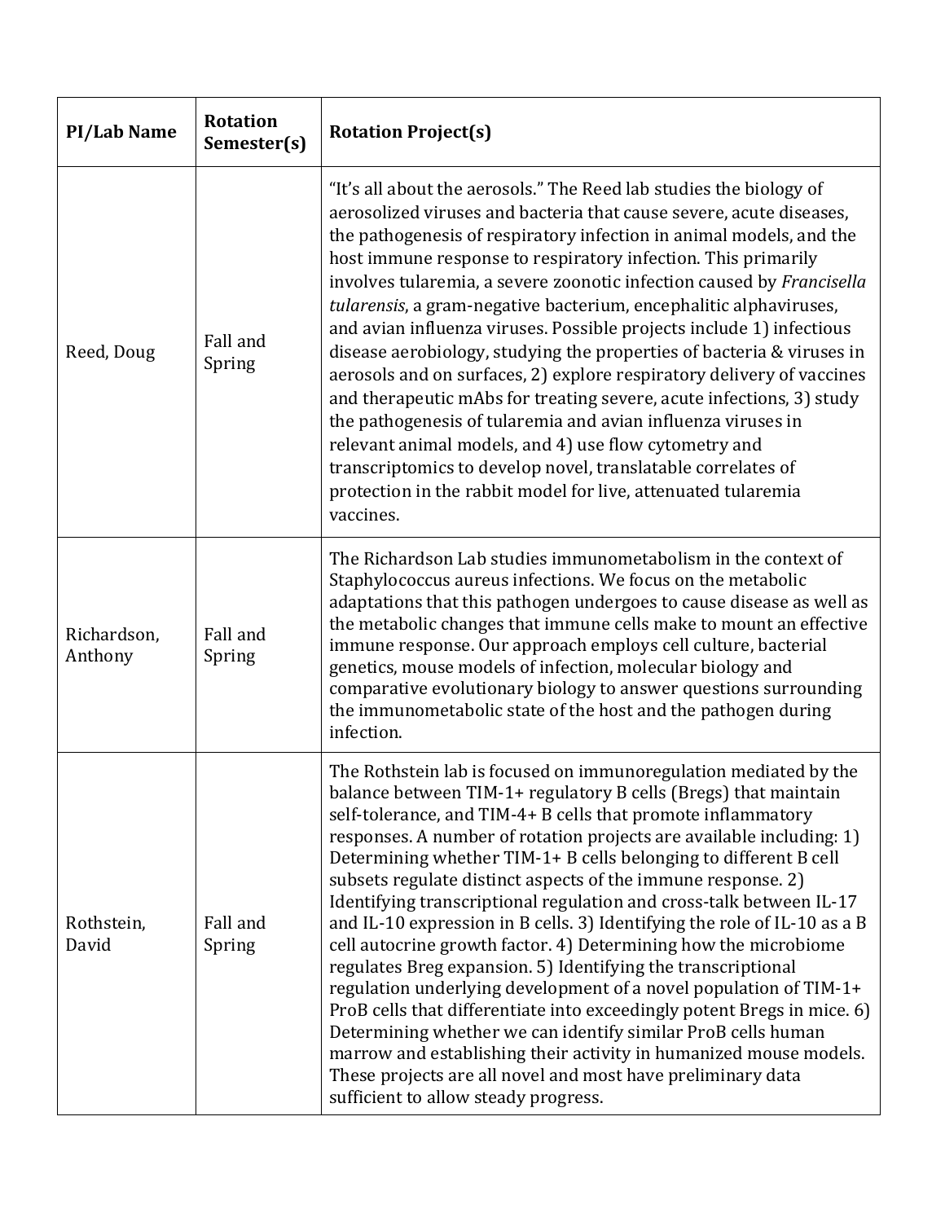| PI/Lab Name | Rotation Semester(s) | Rotation Project(s) |
|---|---|---|
| Reed, Doug | Fall and Spring | "It's all about the aerosols." The Reed lab studies the biology of aerosolized viruses and bacteria that cause severe, acute diseases, the pathogenesis of respiratory infection in animal models, and the host immune response to respiratory infection. This primarily involves tularemia, a severe zoonotic infection caused by *Francisella tularensis*, a gram-negative bacterium, encephalitic alphaviruses, and avian influenza viruses. Possible projects include 1) infectious disease aerobiology, studying the properties of bacteria & viruses in aerosols and on surfaces, 2) explore respiratory delivery of vaccines and therapeutic mAbs for treating severe, acute infections, 3) study the pathogenesis of tularemia and avian influenza viruses in relevant animal models, and 4) use flow cytometry and transcriptomics to develop novel, translatable correlates of protection in the rabbit model for live, attenuated tularemia vaccines. |
| Richardson, Anthony | Fall and Spring | The Richardson Lab studies immunometabolism in the context of Staphylococcus aureus infections. We focus on the metabolic adaptations that this pathogen undergoes to cause disease as well as the metabolic changes that immune cells make to mount an effective immune response. Our approach employs cell culture, bacterial genetics, mouse models of infection, molecular biology and comparative evolutionary biology to answer questions surrounding the immunometabolic state of the host and the pathogen during infection. |
| Rothstein, David | Fall and Spring | The Rothstein lab is focused on immunoregulation mediated by the balance between TIM-1+ regulatory B cells (Bregs) that maintain self-tolerance, and TIM-4+ B cells that promote inflammatory responses. A number of rotation projects are available including: 1) Determining whether TIM-1+ B cells belonging to different B cell subsets regulate distinct aspects of the immune response. 2) Identifying transcriptional regulation and cross-talk between IL-17 and IL-10 expression in B cells. 3) Identifying the role of IL-10 as a B cell autocrine growth factor. 4) Determining how the microbiome regulates Breg expansion. 5) Identifying the transcriptional regulation underlying development of a novel population of TIM-1+ ProB cells that differentiate into exceedingly potent Bregs in mice. 6) Determining whether we can identify similar ProB cells human marrow and establishing their activity in humanized mouse models. These projects are all novel and most have preliminary data sufficient to allow steady progress. |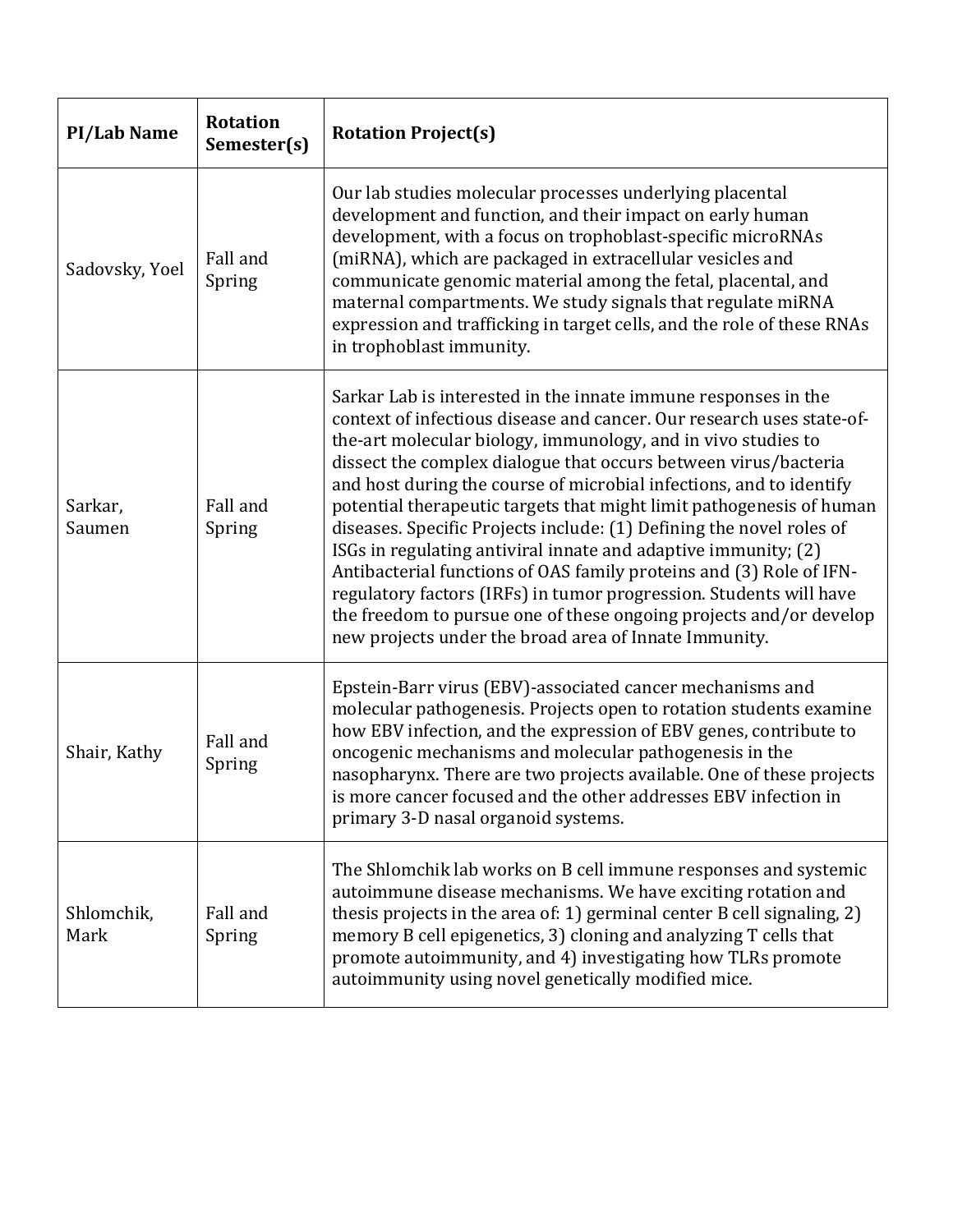| PI/Lab Name | Rotation Semester(s) | Rotation Project(s) |
|---|---|---|
| Sadovsky, Yoel | Fall and Spring | Our lab studies molecular processes underlying placental development and function, and their impact on early human development, with a focus on trophoblast-specific microRNAs (miRNA), which are packaged in extracellular vesicles and communicate genomic material among the fetal, placental, and maternal compartments. We study signals that regulate miRNA expression and trafficking in target cells, and the role of these RNAs in trophoblast immunity. |
| Sarkar, Saumen | Fall and Spring | Sarkar Lab is interested in the innate immune responses in the context of infectious disease and cancer. Our research uses state-of-the-art molecular biology, immunology, and in vivo studies to dissect the complex dialogue that occurs between virus/bacteria and host during the course of microbial infections, and to identify potential therapeutic targets that might limit pathogenesis of human diseases. Specific Projects include: (1) Defining the novel roles of ISGs in regulating antiviral innate and adaptive immunity; (2) Antibacterial functions of OAS family proteins and (3) Role of IFN-regulatory factors (IRFs) in tumor progression. Students will have the freedom to pursue one of these ongoing projects and/or develop new projects under the broad area of Innate Immunity. |
| Shair, Kathy | Fall and Spring | Epstein-Barr virus (EBV)-associated cancer mechanisms and molecular pathogenesis. Projects open to rotation students examine how EBV infection, and the expression of EBV genes, contribute to oncogenic mechanisms and molecular pathogenesis in the nasopharynx. There are two projects available. One of these projects is more cancer focused and the other addresses EBV infection in primary 3-D nasal organoid systems. |
| Shlomchik, Mark | Fall and Spring | The Shlomchik lab works on B cell immune responses and systemic autoimmune disease mechanisms. We have exciting rotation and thesis projects in the area of: 1) germinal center B cell signaling, 2) memory B cell epigenetics, 3) cloning and analyzing T cells that promote autoimmunity, and 4) investigating how TLRs promote autoimmunity using novel genetically modified mice. |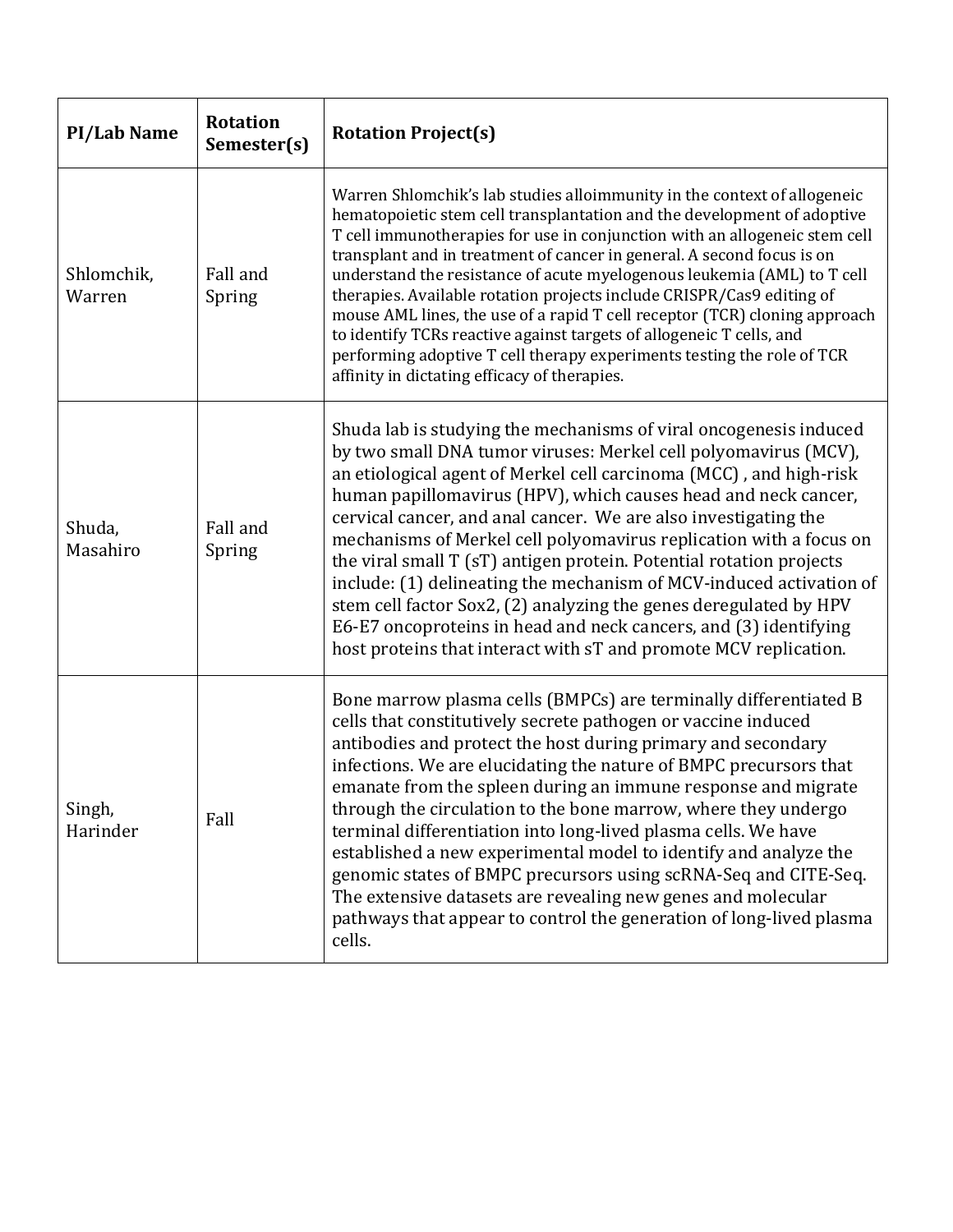| PI/Lab Name | Rotation Semester(s) | Rotation Project(s) |
|---|---|---|
| Shlomchik, Warren | Fall and Spring | Warren Shlomchik's lab studies alloimmunity in the context of allogeneic hematopoietic stem cell transplantation and the development of adoptive T cell immunotherapies for use in conjunction with an allogeneic stem cell transplant and in treatment of cancer in general. A second focus is on understand the resistance of acute myelogenous leukemia (AML) to T cell therapies. Available rotation projects include CRISPR/Cas9 editing of mouse AML lines, the use of a rapid T cell receptor (TCR) cloning approach to identify TCRs reactive against targets of allogeneic T cells, and performing adoptive T cell therapy experiments testing the role of TCR affinity in dictating efficacy of therapies. |
| Shuda, Masahiro | Fall and Spring | Shuda lab is studying the mechanisms of viral oncogenesis induced by two small DNA tumor viruses: Merkel cell polyomavirus (MCV), an etiological agent of Merkel cell carcinoma (MCC) , and high-risk human papillomavirus (HPV), which causes head and neck cancer, cervical cancer, and anal cancer. We are also investigating the mechanisms of Merkel cell polyomavirus replication with a focus on the viral small T (sT) antigen protein. Potential rotation projects include: (1) delineating the mechanism of MCV-induced activation of stem cell factor Sox2, (2) analyzing the genes deregulated by HPV E6-E7 oncoproteins in head and neck cancers, and (3) identifying host proteins that interact with sT and promote MCV replication. |
| Singh, Harinder | Fall | Bone marrow plasma cells (BMPCs) are terminally differentiated B cells that constitutively secrete pathogen or vaccine induced antibodies and protect the host during primary and secondary infections. We are elucidating the nature of BMPC precursors that emanate from the spleen during an immune response and migrate through the circulation to the bone marrow, where they undergo terminal differentiation into long-lived plasma cells. We have established a new experimental model to identify and analyze the genomic states of BMPC precursors using scRNA-Seq and CITE-Seq. The extensive datasets are revealing new genes and molecular pathways that appear to control the generation of long-lived plasma cells. |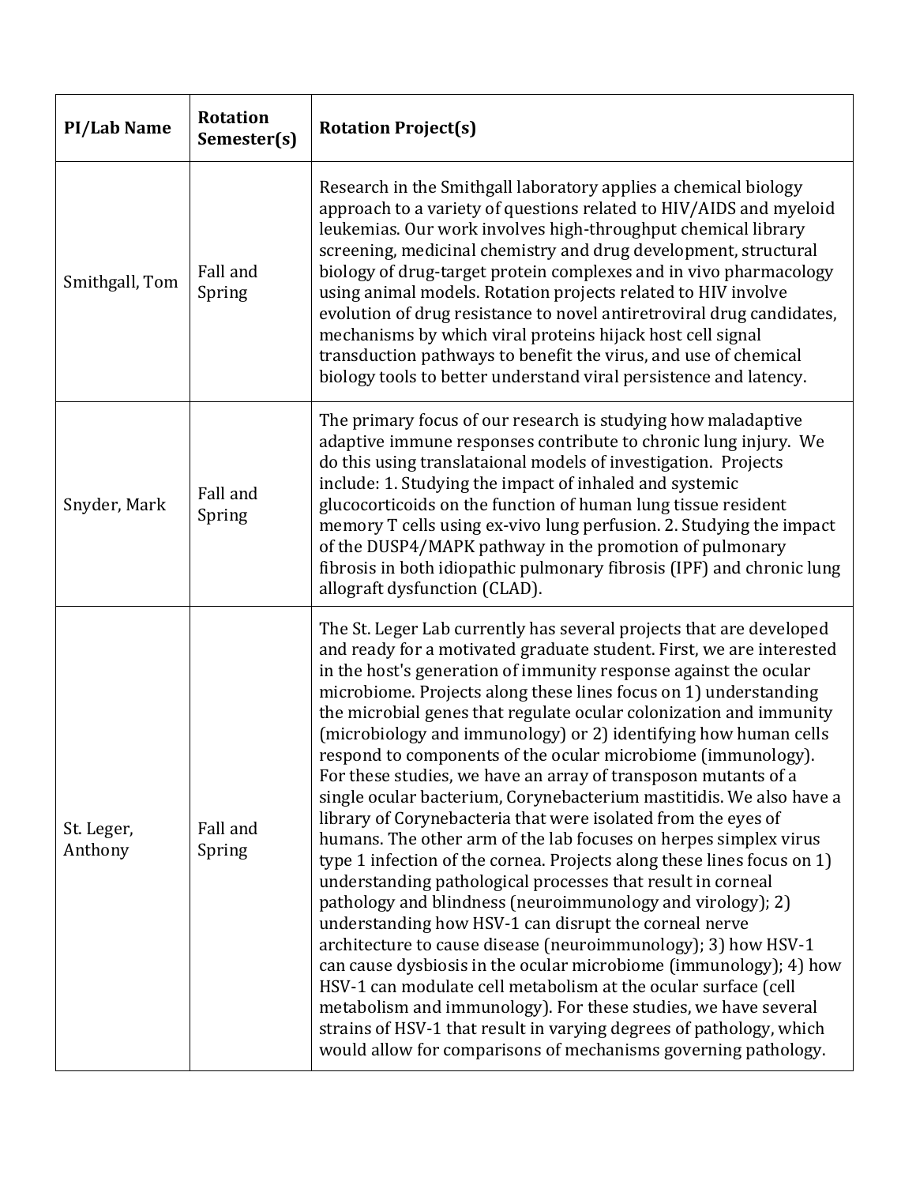| PI/Lab Name | Rotation Semester(s) | Rotation Project(s) |
|---|---|---|
| Smithgall, Tom | Fall and Spring | Research in the Smithgall laboratory applies a chemical biology approach to a variety of questions related to HIV/AIDS and myeloid leukemias. Our work involves high-throughput chemical library screening, medicinal chemistry and drug development, structural biology of drug-target protein complexes and in vivo pharmacology using animal models. Rotation projects related to HIV involve evolution of drug resistance to novel antiretroviral drug candidates, mechanisms by which viral proteins hijack host cell signal transduction pathways to benefit the virus, and use of chemical biology tools to better understand viral persistence and latency. |
| Snyder, Mark | Fall and Spring | The primary focus of our research is studying how maladaptive adaptive immune responses contribute to chronic lung injury. We do this using translataional models of investigation. Projects include: 1. Studying the impact of inhaled and systemic glucocorticoids on the function of human lung tissue resident memory T cells using ex-vivo lung perfusion. 2. Studying the impact of the DUSP4/MAPK pathway in the promotion of pulmonary fibrosis in both idiopathic pulmonary fibrosis (IPF) and chronic lung allograft dysfunction (CLAD). |
| St. Leger, Anthony | Fall and Spring | The St. Leger Lab currently has several projects that are developed and ready for a motivated graduate student. First, we are interested in the host's generation of immunity response against the ocular microbiome. Projects along these lines focus on 1) understanding the microbial genes that regulate ocular colonization and immunity (microbiology and immunology) or 2) identifying how human cells respond to components of the ocular microbiome (immunology). For these studies, we have an array of transposon mutants of a single ocular bacterium, Corynebacterium mastitidis. We also have a library of Corynebacteria that were isolated from the eyes of humans. The other arm of the lab focuses on herpes simplex virus type 1 infection of the cornea. Projects along these lines focus on 1) understanding pathological processes that result in corneal pathology and blindness (neuroimmunology and virology); 2) understanding how HSV-1 can disrupt the corneal nerve architecture to cause disease (neuroimmunology); 3) how HSV-1 can cause dysbiosis in the ocular microbiome (immunology); 4) how HSV-1 can modulate cell metabolism at the ocular surface (cell metabolism and immunology). For these studies, we have several strains of HSV-1 that result in varying degrees of pathology, which would allow for comparisons of mechanisms governing pathology. |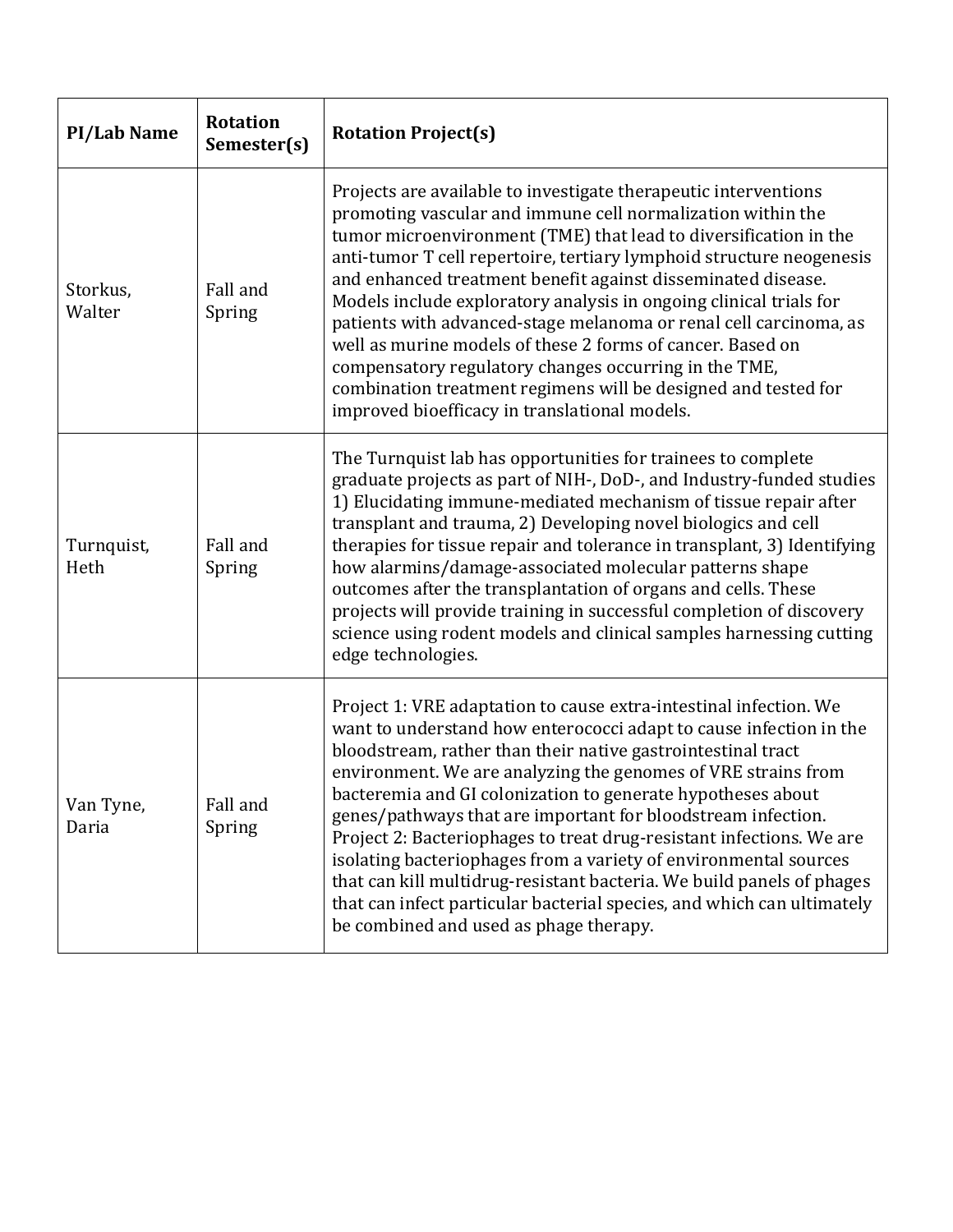| PI/Lab Name | Rotation Semester(s) | Rotation Project(s) |
|---|---|---|
| Storkus, Walter | Fall and Spring | Projects are available to investigate therapeutic interventions promoting vascular and immune cell normalization within the tumor microenvironment (TME) that lead to diversification in the anti-tumor T cell repertoire, tertiary lymphoid structure neogenesis and enhanced treatment benefit against disseminated disease. Models include exploratory analysis in ongoing clinical trials for patients with advanced-stage melanoma or renal cell carcinoma, as well as murine models of these 2 forms of cancer. Based on compensatory regulatory changes occurring in the TME, combination treatment regimens will be designed and tested for improved bioefficacy in translational models. |
| Turnquist, Heth | Fall and Spring | The Turnquist lab has opportunities for trainees to complete graduate projects as part of NIH-, DoD-, and Industry-funded studies 1) Elucidating immune-mediated mechanism of tissue repair after transplant and trauma, 2) Developing novel biologics and cell therapies for tissue repair and tolerance in transplant, 3) Identifying how alarmins/damage-associated molecular patterns shape outcomes after the transplantation of organs and cells. These projects will provide training in successful completion of discovery science using rodent models and clinical samples harnessing cutting edge technologies. |
| Van Tyne, Daria | Fall and Spring | Project 1: VRE adaptation to cause extra-intestinal infection. We want to understand how enterococci adapt to cause infection in the bloodstream, rather than their native gastrointestinal tract environment. We are analyzing the genomes of VRE strains from bacteremia and GI colonization to generate hypotheses about genes/pathways that are important for bloodstream infection. Project 2: Bacteriophages to treat drug-resistant infections. We are isolating bacteriophages from a variety of environmental sources that can kill multidrug-resistant bacteria. We build panels of phages that can infect particular bacterial species, and which can ultimately be combined and used as phage therapy. |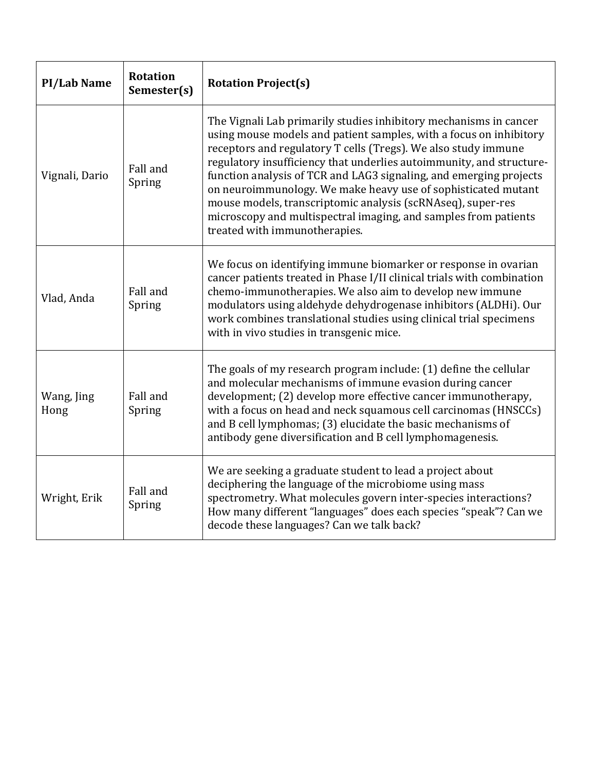| PI/Lab Name | Rotation Semester(s) | Rotation Project(s) |
|---|---|---|
| Vignali, Dario | Fall and Spring | The Vignali Lab primarily studies inhibitory mechanisms in cancer using mouse models and patient samples, with a focus on inhibitory receptors and regulatory T cells (Tregs). We also study immune regulatory insufficiency that underlies autoimmunity, and structure-function analysis of TCR and LAG3 signaling, and emerging projects on neuroimmunology. We make heavy use of sophisticated mutant mouse models, transcriptomic analysis (scRNAseq), super-res microscopy and multispectral imaging, and samples from patients treated with immunotherapies. |
| Vlad, Anda | Fall and Spring | We focus on identifying immune biomarker or response in ovarian cancer patients treated in Phase I/II clinical trials with combination chemo-immunotherapies. We also aim to develop new immune modulators using aldehyde dehydrogenase inhibitors (ALDHi). Our work combines translational studies using clinical trial specimens with in vivo studies in transgenic mice. |
| Wang, Jing Hong | Fall and Spring | The goals of my research program include: (1) define the cellular and molecular mechanisms of immune evasion during cancer development; (2) develop more effective cancer immunotherapy, with a focus on head and neck squamous cell carcinomas (HNSCCs) and B cell lymphomas; (3) elucidate the basic mechanisms of antibody gene diversification and B cell lymphomagenesis. |
| Wright, Erik | Fall and Spring | We are seeking a graduate student to lead a project about deciphering the language of the microbiome using mass spectrometry. What molecules govern inter-species interactions? How many different "languages" does each species "speak"? Can we decode these languages? Can we talk back? |